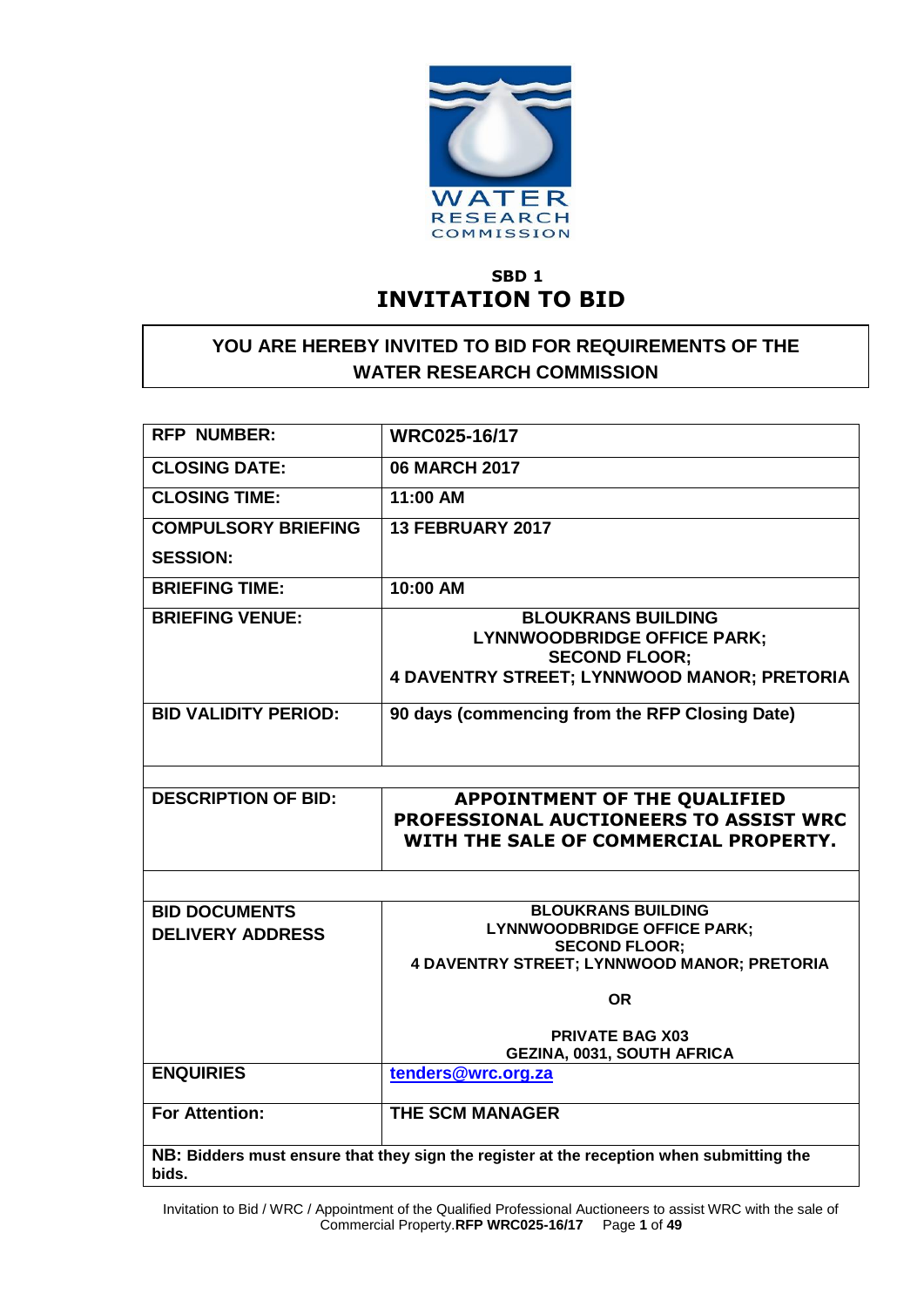WATER
RESEARCH
COMMISSION

**SBD 1**

# INVITATION TO BID

**YOU ARE HEREBY INVITED TO BID FOR REQUIREMENTS OF THE WATER RESEARCH COMMISSION**

| | |
|---|---|
| **RFP NUMBER:** | **WRC025-16/17** |
| **CLOSING DATE:** | **06 MARCH 2017** |
| **CLOSING TIME:** | **11:00 AM** |
| **COMPULSORY BRIEFING SESSION:** | **13 FEBRUARY 2017** |
| **BRIEFING TIME:** | **10:00 AM** |
| **BRIEFING VENUE:** | **BLOUKRANS BUILDING LYNNWOODBRIDGE OFFICE PARK; SECOND FLOOR; 4 DAVENTRY STREET; LYNNWOOD MANOR; PRETORIA** |
| **BID VALIDITY PERIOD:** | **90 days (commencing from the RFP Closing Date)** |
| | |
| **DESCRIPTION OF BID:** | **APPOINTMENT OF THE QUALIFIED PROFESSIONAL AUCTIONEERS TO ASSIST WRC WITH THE SALE OF COMMERCIAL PROPERTY.** |
| | |
| **BID DOCUMENTS DELIVERY ADDRESS** | **BLOUKRANS BUILDING LYNNWOODBRIDGE OFFICE PARK; SECOND FLOOR; 4 DAVENTRY STREET; LYNNWOOD MANOR; PRETORIA**<br><br>**OR**<br><br>**PRIVATE BAG X03 GEZINA, 0031, SOUTH AFRICA** |
| **ENQUIRIES** | **tenders@wrc.org.za** |
| **For Attention:** | **THE SCM MANAGER** |

**NB: Bidders must ensure that they sign the register at the reception when submitting the bids.**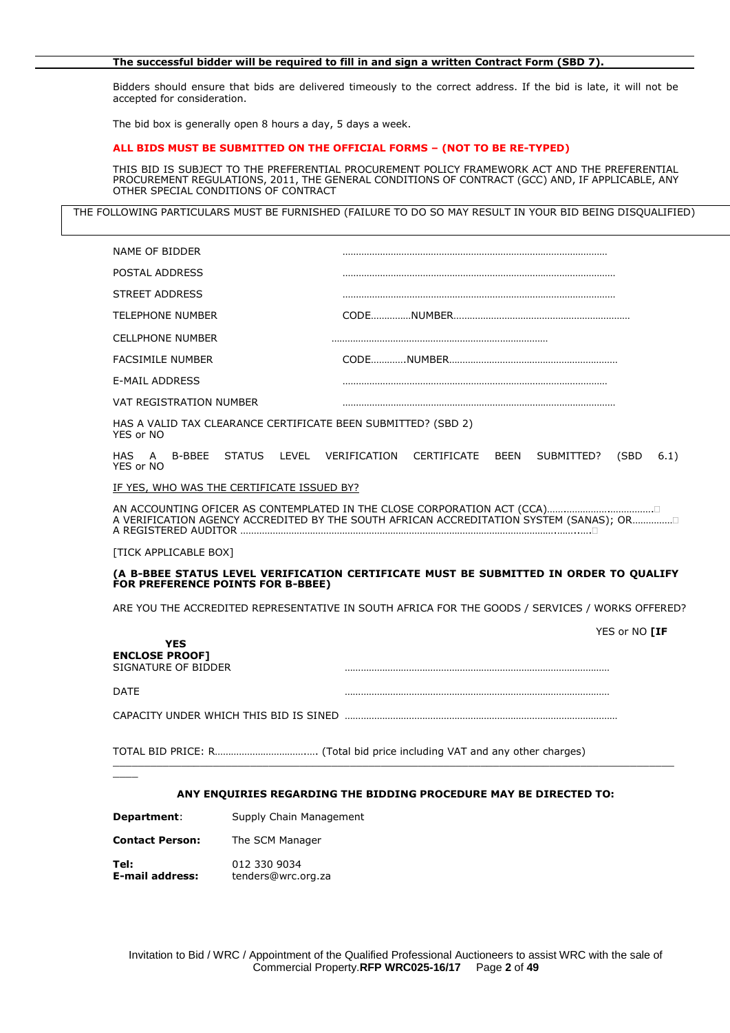**The successful bidder will be required to fill in and sign a written Contract Form (SBD 7).**

Bidders should ensure that bids are delivered timeously to the correct address. If the bid is late, it will not be accepted for consideration.

The bid box is generally open 8 hours a day, 5 days a week.

**ALL BIDS MUST BE SUBMITTED ON THE OFFICIAL FORMS – (NOT TO BE RE-TYPED)**

THIS BID IS SUBJECT TO THE PREFERENTIAL PROCUREMENT POLICY FRAMEWORK ACT AND THE PREFERENTIAL PROCUREMENT REGULATIONS, 2011, THE GENERAL CONDITIONS OF CONTRACT (GCC) AND, IF APPLICABLE, ANY OTHER SPECIAL CONDITIONS OF CONTRACT

THE FOLLOWING PARTICULARS MUST BE FURNISHED (FAILURE TO DO SO MAY RESULT IN YOUR BID BEING DISQUALIFIED)

NAME OF BIDDER ………………………………………………………………………………………

POSTAL ADDRESS ………………………………………………………………………………………

STREET ADDRESS ………………………………………………………………………………………

TELEPHONE NUMBER CODE……………NUMBER…………………………………………………………

CELLPHONE NUMBER ………………………………………………………………………

FACSIMILE NUMBER CODE…………NUMBER………………………………………………………

E-MAIL ADDRESS ………………………………………………………………………………………

VAT REGISTRATION NUMBER ………………………………………………………………………………………

HAS A VALID TAX CLEARANCE CERTIFICATE BEEN SUBMITTED? (SBD 2)
YES or NO

HAS A B-BBEE STATUS LEVEL VERIFICATION CERTIFICATE BEEN SUBMITTED? (SBD 6.1)
YES or NO

IF YES, WHO WAS THE CERTIFICATE ISSUED BY?

AN ACCOUNTING OFICER AS CONTEMPLATED IN THE CLOSE CORPORATION ACT (CCA)……………………………… ☐
A VERIFICATION AGENCY ACCREDITED BY THE SOUTH AFRICAN ACCREDITATION SYSTEM (SANAS); OR…………… ☐
A REGISTERED AUDITOR ………………………………………………………………………………………………… ☐

[TICK APPLICABLE BOX]

**(A B-BBEE STATUS LEVEL VERIFICATION CERTIFICATE MUST BE SUBMITTED IN ORDER TO QUALIFY FOR PREFERENCE POINTS FOR B-BBEE)**

ARE YOU THE ACCREDITED REPRESENTATIVE IN SOUTH AFRICA FOR THE GOODS / SERVICES / WORKS OFFERED?

YES or NO **[IF YES ENCLOSE PROOF]**

SIGNATURE OF BIDDER ………………………………………………………………………………………

DATE ………………………………………………………………………………………

CAPACITY UNDER WHICH THIS BID IS SINED ………………………………………………………………………………………

TOTAL BID PRICE: R……………………………... (Total bid price including VAT and any other charges)

---

**ANY ENQUIRIES REGARDING THE BIDDING PROCEDURE MAY BE DIRECTED TO:**

**Department**: Supply Chain Management

**Contact Person:** The SCM Manager

**Tel:** 012 330 9034
**E-mail address:** tenders@wrc.org.za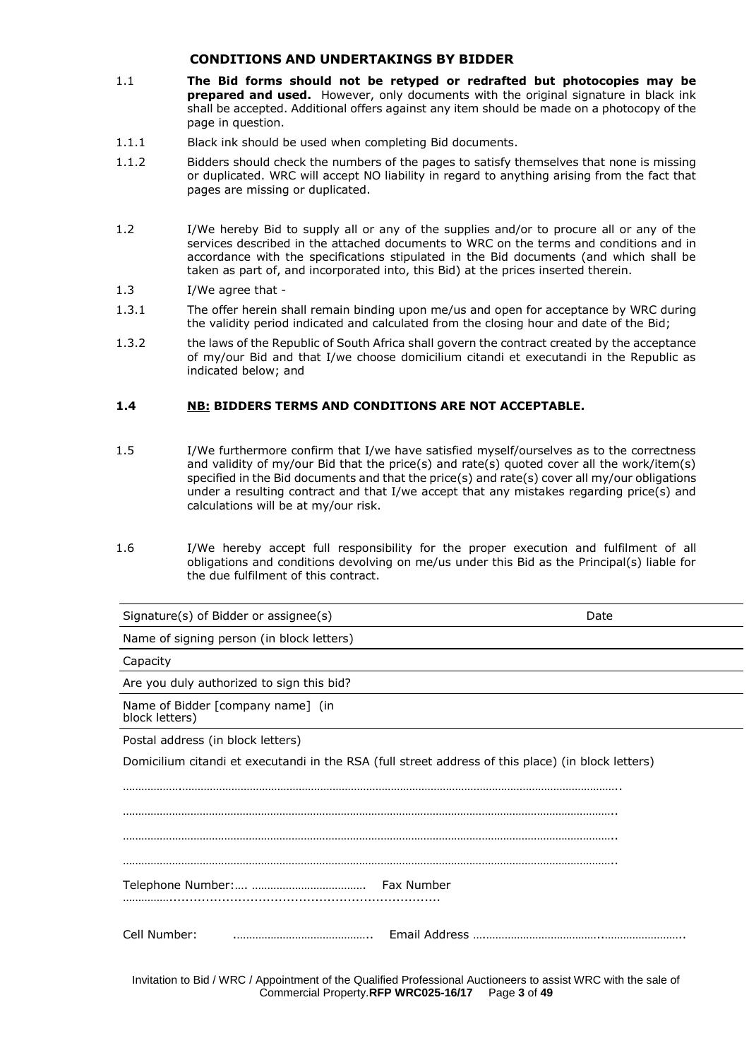## CONDITIONS AND UNDERTAKINGS BY BIDDER

1.1 **The Bid forms should not be retyped or redrafted but photocopies may be prepared and used.** However, only documents with the original signature in black ink shall be accepted. Additional offers against any item should be made on a photocopy of the page in question.

1.1.1 Black ink should be used when completing Bid documents.

1.1.2 Bidders should check the numbers of the pages to satisfy themselves that none is missing or duplicated. WRC will accept NO liability in regard to anything arising from the fact that pages are missing or duplicated.

1.2 I/We hereby Bid to supply all or any of the supplies and/or to procure all or any of the services described in the attached documents to WRC on the terms and conditions and in accordance with the specifications stipulated in the Bid documents (and which shall be taken as part of, and incorporated into, this Bid) at the prices inserted therein.

1.3 I/We agree that -

1.3.1 The offer herein shall remain binding upon me/us and open for acceptance by WRC during the validity period indicated and calculated from the closing hour and date of the Bid;

1.3.2 the laws of the Republic of South Africa shall govern the contract created by the acceptance of my/our Bid and that I/we choose domicilium citandi et executandi in the Republic as indicated below; and

**1.4 <u>NB:</u> BIDDERS TERMS AND CONDITIONS ARE NOT ACCEPTABLE.**

1.5 I/We furthermore confirm that I/we have satisfied myself/ourselves as to the correctness and validity of my/our Bid that the price(s) and rate(s) quoted cover all the work/item(s) specified in the Bid documents and that the price(s) and rate(s) cover all my/our obligations under a resulting contract and that I/we accept that any mistakes regarding price(s) and calculations will be at my/our risk.

1.6 I/We hereby accept full responsibility for the proper execution and fulfilment of all obligations and conditions devolving on me/us under this Bid as the Principal(s) liable for the due fulfilment of this contract.

| Signature(s) of Bidder or assignee(s) | Date |
|---|---|
| Name of signing person (in block letters) | |
| Capacity | |
| Are you duly authorized to sign this bid? | |
| Name of Bidder [company name] (in block letters) | |

Postal address (in block letters)

Domicilium citandi et executandi in the RSA (full street address of this place) (in block letters)

……………………………………………………………………………………………………………………………………………..

……………………………………………………………………………………………………………………………………………..

……………………………………………………………………………………………………………………………………………..

……………………………………………………………………………………………………………………………………………..

Telephone Number:…. ………………………………. Fax Number ……………....................................................................

Cell Number: …………………………………….. Email Address …………………………………..……………………..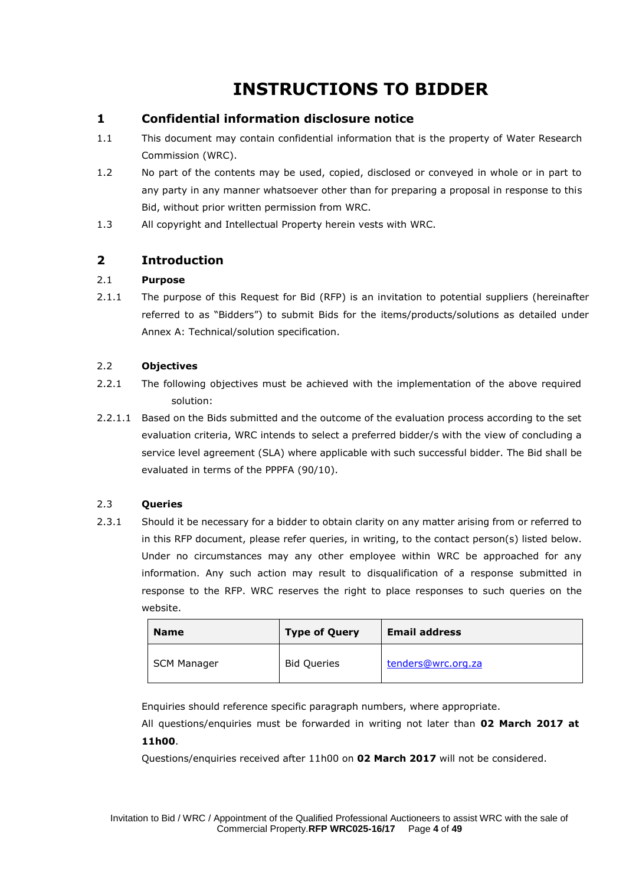# INSTRUCTIONS TO BIDDER

## 1 Confidential information disclosure notice

1.1 This document may contain confidential information that is the property of Water Research Commission (WRC).

1.2 No part of the contents may be used, copied, disclosed or conveyed in whole or in part to any party in any manner whatsoever other than for preparing a proposal in response to this Bid, without prior written permission from WRC.

1.3 All copyright and Intellectual Property herein vests with WRC.

## 2 Introduction

### 2.1 Purpose

2.1.1 The purpose of this Request for Bid (RFP) is an invitation to potential suppliers (hereinafter referred to as "Bidders") to submit Bids for the items/products/solutions as detailed under Annex A: Technical/solution specification.

### 2.2 Objectives

2.2.1 The following objectives must be achieved with the implementation of the above required solution:

2.2.1.1 Based on the Bids submitted and the outcome of the evaluation process according to the set evaluation criteria, WRC intends to select a preferred bidder/s with the view of concluding a service level agreement (SLA) where applicable with such successful bidder. The Bid shall be evaluated in terms of the PPPFA (90/10).

### 2.3 Queries

2.3.1 Should it be necessary for a bidder to obtain clarity on any matter arising from or referred to in this RFP document, please refer queries, in writing, to the contact person(s) listed below. Under no circumstances may any other employee within WRC be approached for any information. Any such action may result to disqualification of a response submitted in response to the RFP. WRC reserves the right to place responses to such queries on the website.

| Name | Type of Query | Email address |
|---|---|---|
| SCM Manager | Bid Queries | tenders@wrc.org.za |

Enquiries should reference specific paragraph numbers, where appropriate.

All questions/enquiries must be forwarded in writing not later than **02 March 2017 at 11h00**.

Questions/enquiries received after 11h00 on **02 March 2017** will not be considered.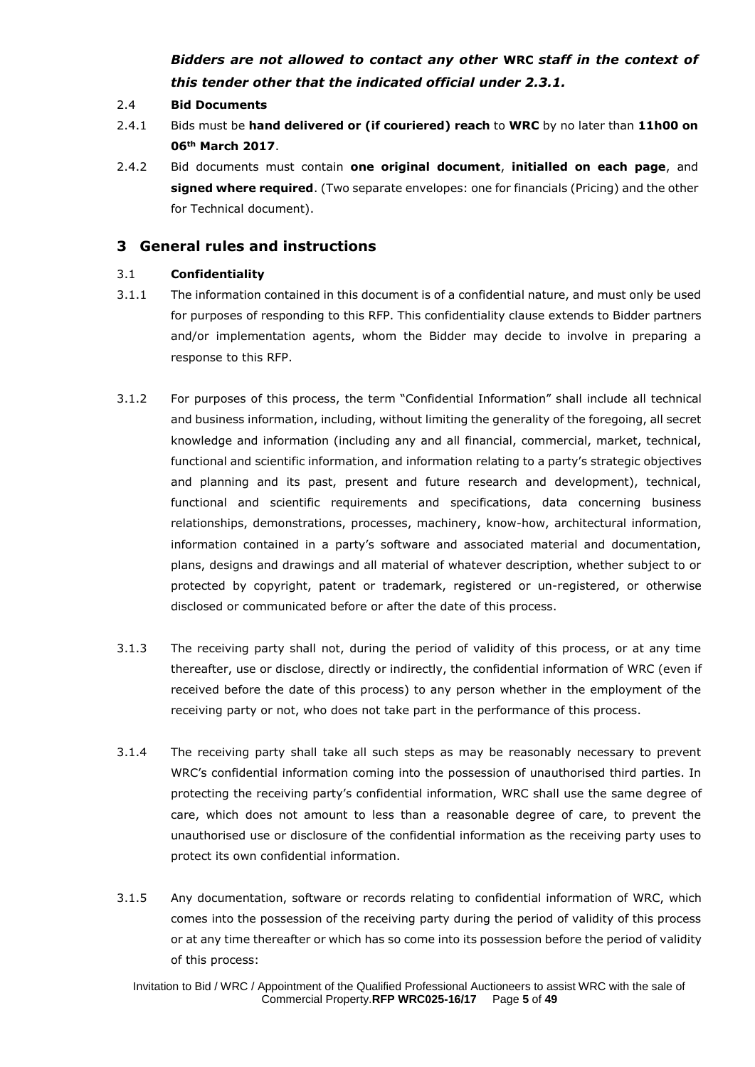***Bidders are not allowed to contact any other* WRC *staff in the context of this tender other that the indicated official under 2.3.1.***

2.4 **Bid Documents**

2.4.1 Bids must be **hand delivered or (if couriered) reach** to **WRC** by no later than **11h00 on 06th March 2017**.

2.4.2 Bid documents must contain **one original document**, **initialled on each page**, and **signed where required**. (Two separate envelopes: one for financials (Pricing) and the other for Technical document).

## 3 General rules and instructions

3.1 **Confidentiality**

3.1.1 The information contained in this document is of a confidential nature, and must only be used for purposes of responding to this RFP. This confidentiality clause extends to Bidder partners and/or implementation agents, whom the Bidder may decide to involve in preparing a response to this RFP.

3.1.2 For purposes of this process, the term "Confidential Information" shall include all technical and business information, including, without limiting the generality of the foregoing, all secret knowledge and information (including any and all financial, commercial, market, technical, functional and scientific information, and information relating to a party's strategic objectives and planning and its past, present and future research and development), technical, functional and scientific requirements and specifications, data concerning business relationships, demonstrations, processes, machinery, know-how, architectural information, information contained in a party's software and associated material and documentation, plans, designs and drawings and all material of whatever description, whether subject to or protected by copyright, patent or trademark, registered or un-registered, or otherwise disclosed or communicated before or after the date of this process.

3.1.3 The receiving party shall not, during the period of validity of this process, or at any time thereafter, use or disclose, directly or indirectly, the confidential information of WRC (even if received before the date of this process) to any person whether in the employment of the receiving party or not, who does not take part in the performance of this process.

3.1.4 The receiving party shall take all such steps as may be reasonably necessary to prevent WRC's confidential information coming into the possession of unauthorised third parties. In protecting the receiving party's confidential information, WRC shall use the same degree of care, which does not amount to less than a reasonable degree of care, to prevent the unauthorised use or disclosure of the confidential information as the receiving party uses to protect its own confidential information.

3.1.5 Any documentation, software or records relating to confidential information of WRC, which comes into the possession of the receiving party during the period of validity of this process or at any time thereafter or which has so come into its possession before the period of validity of this process: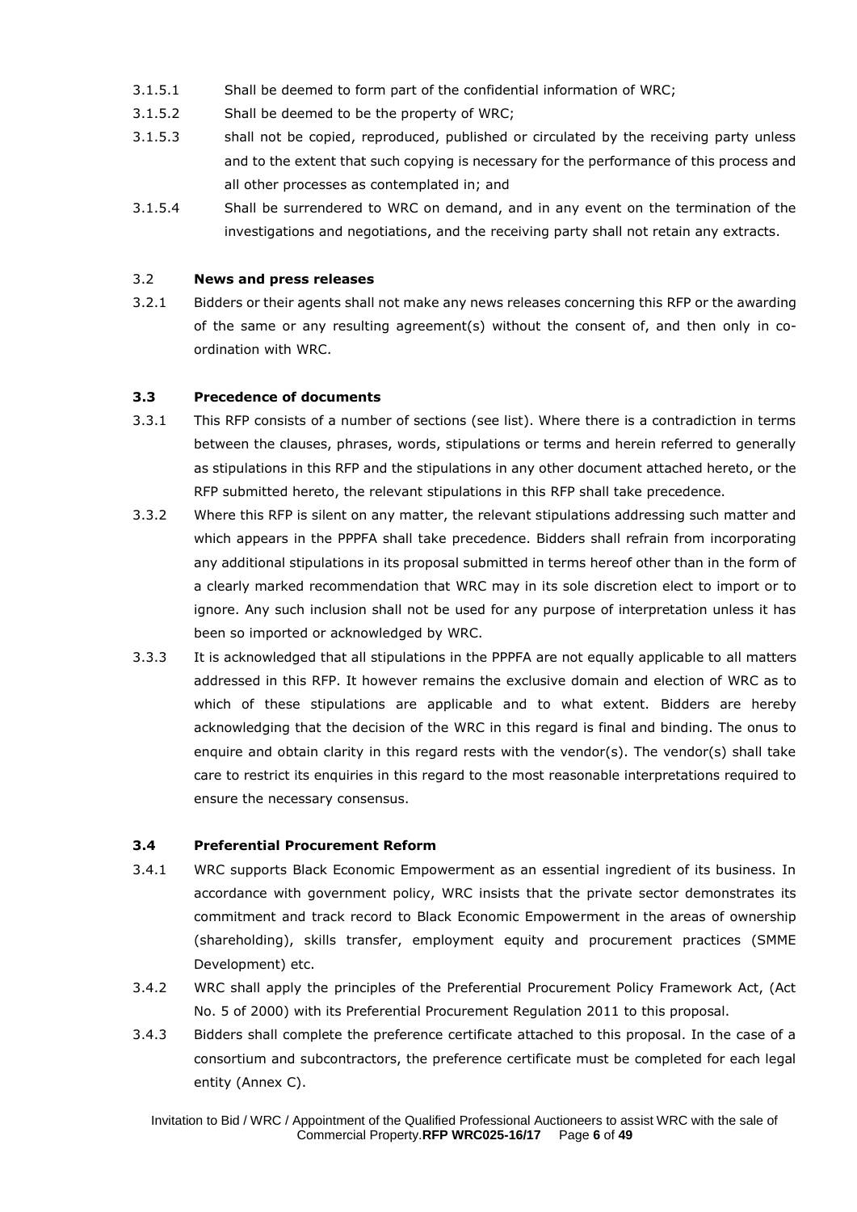3.1.5.1 Shall be deemed to form part of the confidential information of WRC;

3.1.5.2 Shall be deemed to be the property of WRC;

3.1.5.3 shall not be copied, reproduced, published or circulated by the receiving party unless and to the extent that such copying is necessary for the performance of this process and all other processes as contemplated in; and

3.1.5.4 Shall be surrendered to WRC on demand, and in any event on the termination of the investigations and negotiations, and the receiving party shall not retain any extracts.

3.2 **News and press releases**

3.2.1 Bidders or their agents shall not make any news releases concerning this RFP or the awarding of the same or any resulting agreement(s) without the consent of, and then only in co-ordination with WRC.

**3.3 Precedence of documents**

3.3.1 This RFP consists of a number of sections (see list). Where there is a contradiction in terms between the clauses, phrases, words, stipulations or terms and herein referred to generally as stipulations in this RFP and the stipulations in any other document attached hereto, or the RFP submitted hereto, the relevant stipulations in this RFP shall take precedence.

3.3.2 Where this RFP is silent on any matter, the relevant stipulations addressing such matter and which appears in the PPPFA shall take precedence. Bidders shall refrain from incorporating any additional stipulations in its proposal submitted in terms hereof other than in the form of a clearly marked recommendation that WRC may in its sole discretion elect to import or to ignore. Any such inclusion shall not be used for any purpose of interpretation unless it has been so imported or acknowledged by WRC.

3.3.3 It is acknowledged that all stipulations in the PPPFA are not equally applicable to all matters addressed in this RFP. It however remains the exclusive domain and election of WRC as to which of these stipulations are applicable and to what extent. Bidders are hereby acknowledging that the decision of the WRC in this regard is final and binding. The onus to enquire and obtain clarity in this regard rests with the vendor(s). The vendor(s) shall take care to restrict its enquiries in this regard to the most reasonable interpretations required to ensure the necessary consensus.

**3.4 Preferential Procurement Reform**

3.4.1 WRC supports Black Economic Empowerment as an essential ingredient of its business. In accordance with government policy, WRC insists that the private sector demonstrates its commitment and track record to Black Economic Empowerment in the areas of ownership (shareholding), skills transfer, employment equity and procurement practices (SMME Development) etc.

3.4.2 WRC shall apply the principles of the Preferential Procurement Policy Framework Act, (Act No. 5 of 2000) with its Preferential Procurement Regulation 2011 to this proposal.

3.4.3 Bidders shall complete the preference certificate attached to this proposal. In the case of a consortium and subcontractors, the preference certificate must be completed for each legal entity (Annex C).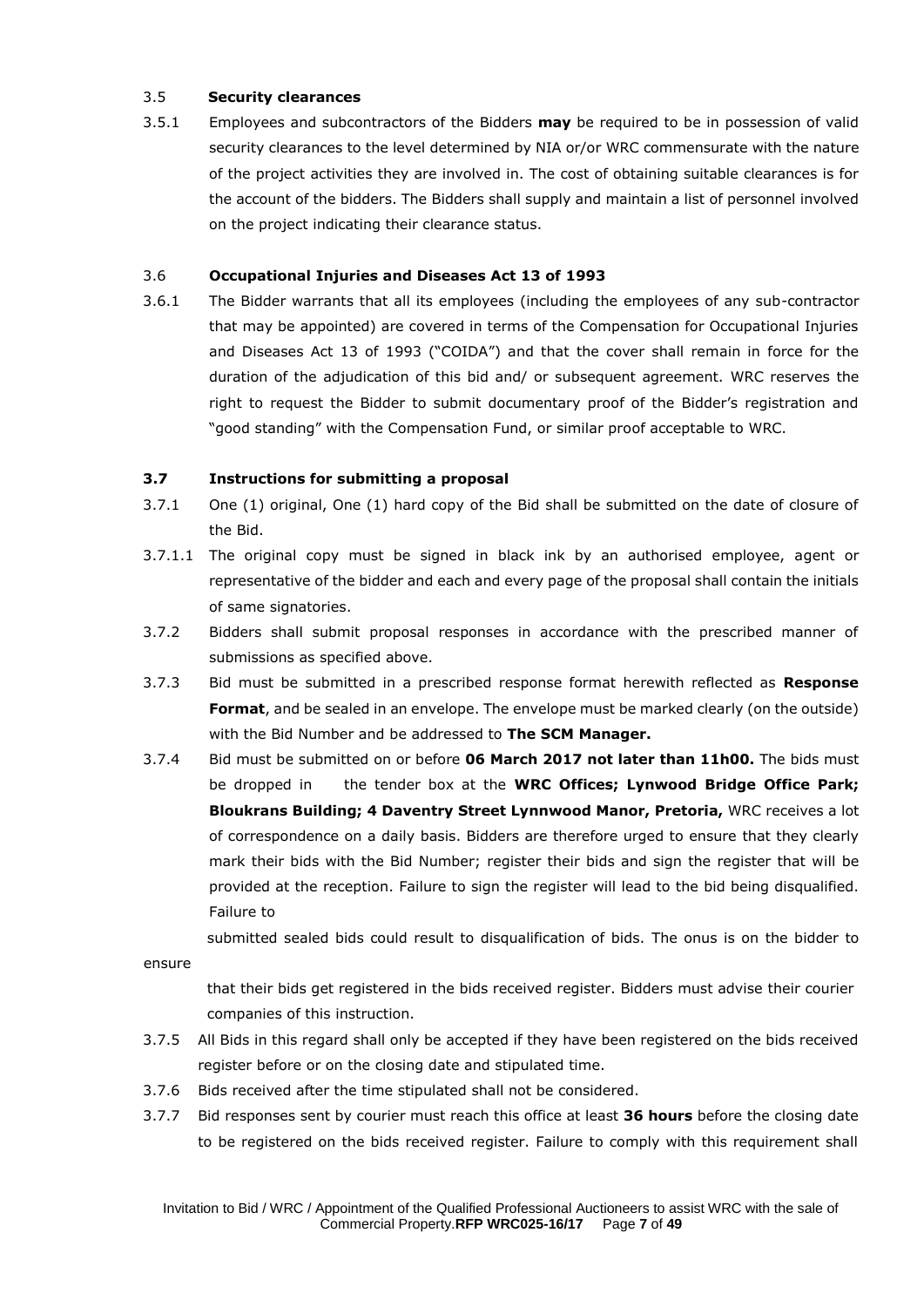### 3.5 **Security clearances**

3.5.1 Employees and subcontractors of the Bidders **may** be required to be in possession of valid security clearances to the level determined by NIA or/or WRC commensurate with the nature of the project activities they are involved in. The cost of obtaining suitable clearances is for the account of the bidders. The Bidders shall supply and maintain a list of personnel involved on the project indicating their clearance status.

### 3.6 **Occupational Injuries and Diseases Act 13 of 1993**

3.6.1 The Bidder warrants that all its employees (including the employees of any sub-contractor that may be appointed) are covered in terms of the Compensation for Occupational Injuries and Diseases Act 13 of 1993 ("COIDA") and that the cover shall remain in force for the duration of the adjudication of this bid and/ or subsequent agreement. WRC reserves the right to request the Bidder to submit documentary proof of the Bidder's registration and "good standing" with the Compensation Fund, or similar proof acceptable to WRC.

### **3.7 Instructions for submitting a proposal**

3.7.1 One (1) original, One (1) hard copy of the Bid shall be submitted on the date of closure of the Bid.

3.7.1.1 The original copy must be signed in black ink by an authorised employee, agent or representative of the bidder and each and every page of the proposal shall contain the initials of same signatories.

3.7.2 Bidders shall submit proposal responses in accordance with the prescribed manner of submissions as specified above.

3.7.3 Bid must be submitted in a prescribed response format herewith reflected as **Response Format**, and be sealed in an envelope. The envelope must be marked clearly (on the outside) with the Bid Number and be addressed to **The SCM Manager.**

3.7.4 Bid must be submitted on or before **06 March 2017 not later than 11h00.** The bids must be dropped in the tender box at the **WRC Offices; Lynwood Bridge Office Park; Bloukrans Building; 4 Daventry Street Lynnwood Manor, Pretoria,** WRC receives a lot of correspondence on a daily basis. Bidders are therefore urged to ensure that they clearly mark their bids with the Bid Number; register their bids and sign the register that will be provided at the reception. Failure to sign the register will lead to the bid being disqualified. Failure to submitted sealed bids could result to disqualification of bids. The onus is on the bidder to ensure that their bids get registered in the bids received register. Bidders must advise their courier companies of this instruction.

3.7.5 All Bids in this regard shall only be accepted if they have been registered on the bids received register before or on the closing date and stipulated time.

3.7.6 Bids received after the time stipulated shall not be considered.

3.7.7 Bid responses sent by courier must reach this office at least **36 hours** before the closing date to be registered on the bids received register. Failure to comply with this requirement shall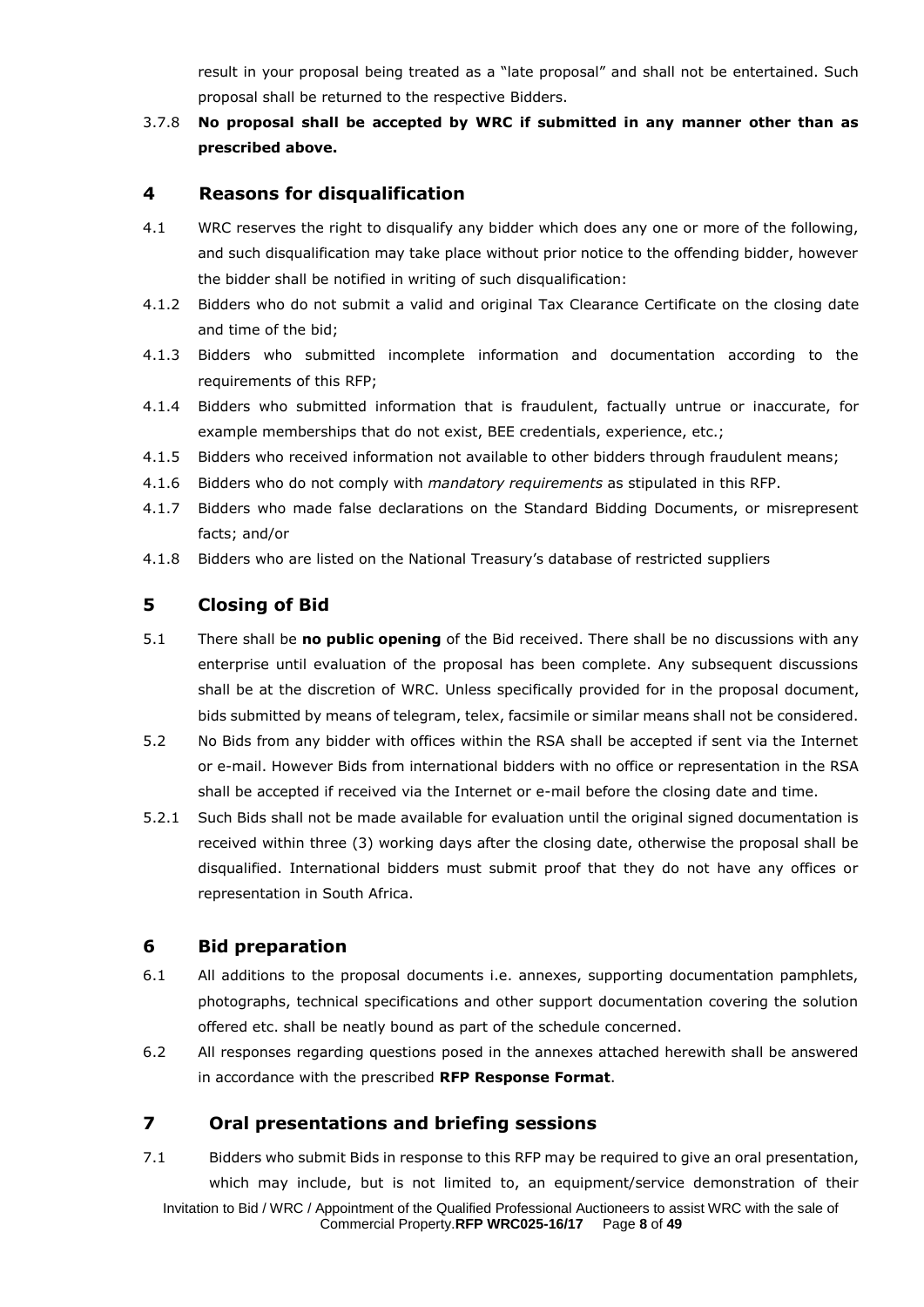result in your proposal being treated as a "late proposal" and shall not be entertained. Such proposal shall be returned to the respective Bidders.

3.7.8 **No proposal shall be accepted by WRC if submitted in any manner other than as prescribed above.**

## 4 Reasons for disqualification

4.1 WRC reserves the right to disqualify any bidder which does any one or more of the following, and such disqualification may take place without prior notice to the offending bidder, however the bidder shall be notified in writing of such disqualification:

4.1.2 Bidders who do not submit a valid and original Tax Clearance Certificate on the closing date and time of the bid;

4.1.3 Bidders who submitted incomplete information and documentation according to the requirements of this RFP;

4.1.4 Bidders who submitted information that is fraudulent, factually untrue or inaccurate, for example memberships that do not exist, BEE credentials, experience, etc.;

4.1.5 Bidders who received information not available to other bidders through fraudulent means;

4.1.6 Bidders who do not comply with *mandatory requirements* as stipulated in this RFP.

4.1.7 Bidders who made false declarations on the Standard Bidding Documents, or misrepresent facts; and/or

4.1.8 Bidders who are listed on the National Treasury's database of restricted suppliers

## 5 Closing of Bid

5.1 There shall be **no public opening** of the Bid received. There shall be no discussions with any enterprise until evaluation of the proposal has been complete. Any subsequent discussions shall be at the discretion of WRC. Unless specifically provided for in the proposal document, bids submitted by means of telegram, telex, facsimile or similar means shall not be considered.

5.2 No Bids from any bidder with offices within the RSA shall be accepted if sent via the Internet or e-mail. However Bids from international bidders with no office or representation in the RSA shall be accepted if received via the Internet or e-mail before the closing date and time.

5.2.1 Such Bids shall not be made available for evaluation until the original signed documentation is received within three (3) working days after the closing date, otherwise the proposal shall be disqualified. International bidders must submit proof that they do not have any offices or representation in South Africa.

## 6 Bid preparation

6.1 All additions to the proposal documents i.e. annexes, supporting documentation pamphlets, photographs, technical specifications and other support documentation covering the solution offered etc. shall be neatly bound as part of the schedule concerned.

6.2 All responses regarding questions posed in the annexes attached herewith shall be answered in accordance with the prescribed **RFP Response Format**.

## 7 Oral presentations and briefing sessions

7.1 Bidders who submit Bids in response to this RFP may be required to give an oral presentation, which may include, but is not limited to, an equipment/service demonstration of their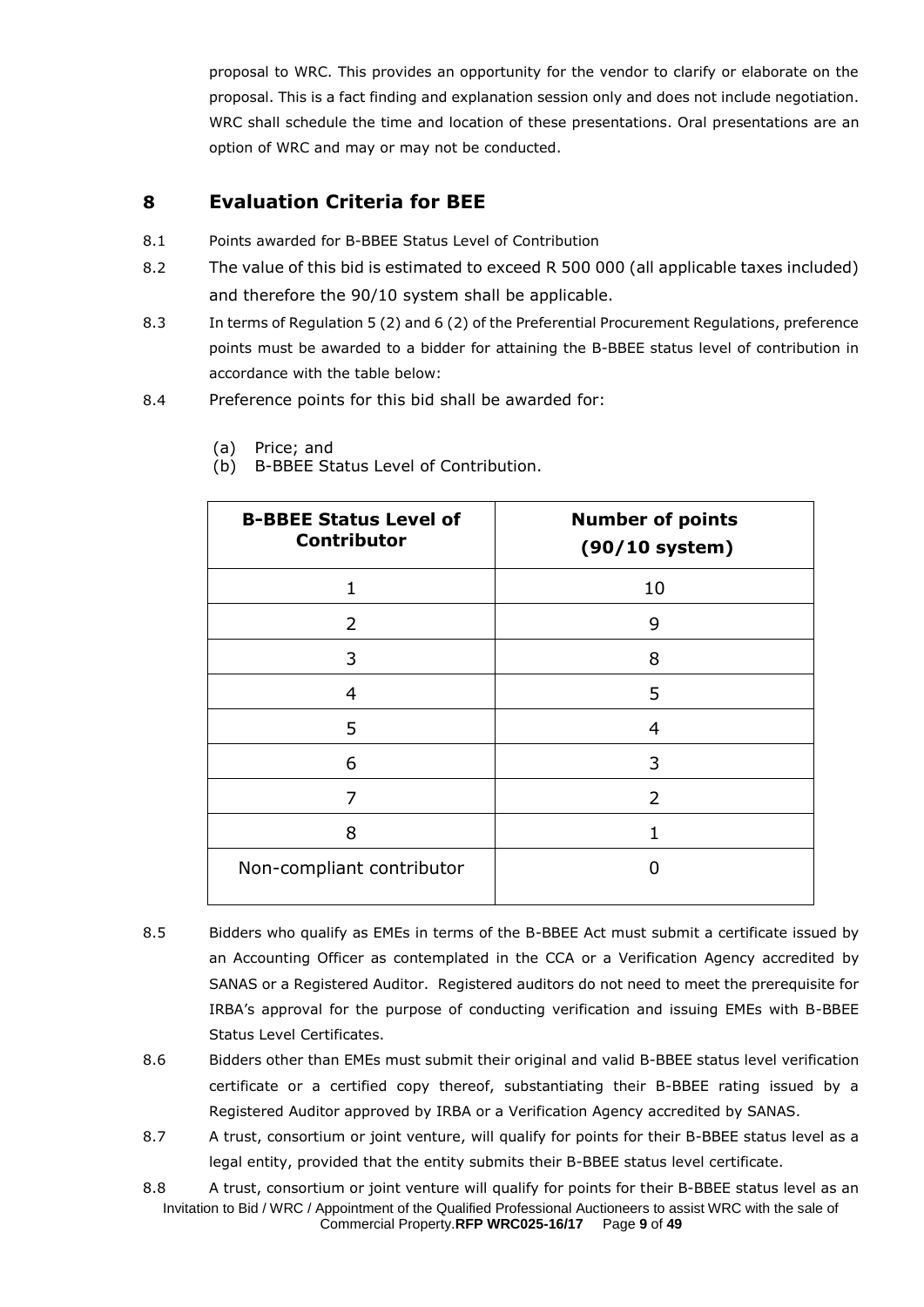proposal to WRC. This provides an opportunity for the vendor to clarify or elaborate on the proposal. This is a fact finding and explanation session only and does not include negotiation. WRC shall schedule the time and location of these presentations. Oral presentations are an option of WRC and may or may not be conducted.

## 8 Evaluation Criteria for BEE

8.1 Points awarded for B-BBEE Status Level of Contribution

8.2 The value of this bid is estimated to exceed R 500 000 (all applicable taxes included) and therefore the 90/10 system shall be applicable.

8.3 In terms of Regulation 5 (2) and 6 (2) of the Preferential Procurement Regulations, preference points must be awarded to a bidder for attaining the B-BBEE status level of contribution in accordance with the table below:

8.4 Preference points for this bid shall be awarded for:

(a) Price; and
(b) B-BBEE Status Level of Contribution.

| B-BBEE Status Level of Contributor | Number of points (90/10 system) |
|---|---|
| 1 | 10 |
| 2 | 9 |
| 3 | 8 |
| 4 | 5 |
| 5 | 4 |
| 6 | 3 |
| 7 | 2 |
| 8 | 1 |
| Non-compliant contributor | 0 |

8.5 Bidders who qualify as EMEs in terms of the B-BBEE Act must submit a certificate issued by an Accounting Officer as contemplated in the CCA or a Verification Agency accredited by SANAS or a Registered Auditor. Registered auditors do not need to meet the prerequisite for IRBA's approval for the purpose of conducting verification and issuing EMEs with B-BBEE Status Level Certificates.

8.6 Bidders other than EMEs must submit their original and valid B-BBEE status level verification certificate or a certified copy thereof, substantiating their B-BBEE rating issued by a Registered Auditor approved by IRBA or a Verification Agency accredited by SANAS.

8.7 A trust, consortium or joint venture, will qualify for points for their B-BBEE status level as a legal entity, provided that the entity submits their B-BBEE status level certificate.

8.8 A trust, consortium or joint venture will qualify for points for their B-BBEE status level as an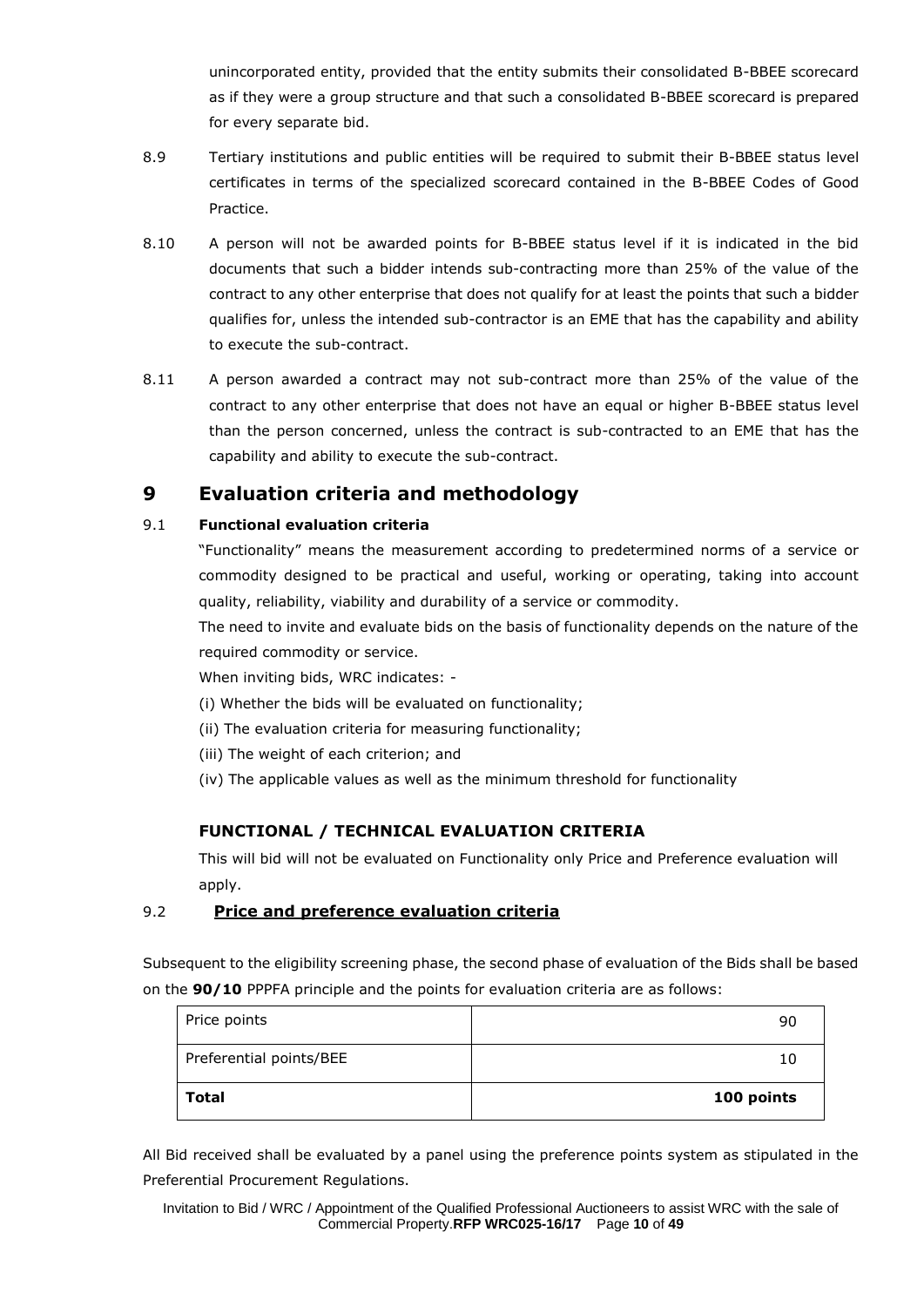unincorporated entity, provided that the entity submits their consolidated B-BBEE scorecard as if they were a group structure and that such a consolidated B-BBEE scorecard is prepared for every separate bid.

8.9 Tertiary institutions and public entities will be required to submit their B-BBEE status level certificates in terms of the specialized scorecard contained in the B-BBEE Codes of Good Practice.

8.10 A person will not be awarded points for B-BBEE status level if it is indicated in the bid documents that such a bidder intends sub-contracting more than 25% of the value of the contract to any other enterprise that does not qualify for at least the points that such a bidder qualifies for, unless the intended sub-contractor is an EME that has the capability and ability to execute the sub-contract.

8.11 A person awarded a contract may not sub-contract more than 25% of the value of the contract to any other enterprise that does not have an equal or higher B-BBEE status level than the person concerned, unless the contract is sub-contracted to an EME that has the capability and ability to execute the sub-contract.

# 9 Evaluation criteria and methodology

### 9.1 **Functional evaluation criteria**

"Functionality" means the measurement according to predetermined norms of a service or commodity designed to be practical and useful, working or operating, taking into account quality, reliability, viability and durability of a service or commodity.

The need to invite and evaluate bids on the basis of functionality depends on the nature of the required commodity or service.

When inviting bids, WRC indicates: -

(i) Whether the bids will be evaluated on functionality;

(ii) The evaluation criteria for measuring functionality;

(iii) The weight of each criterion; and

(iv) The applicable values as well as the minimum threshold for functionality

### FUNCTIONAL / TECHNICAL EVALUATION CRITERIA

This will bid will not be evaluated on Functionality only Price and Preference evaluation will apply.

### 9.2 **Price and preference evaluation criteria**

Subsequent to the eligibility screening phase, the second phase of evaluation of the Bids shall be based on the **90/10** PPPFA principle and the points for evaluation criteria are as follows:

| Price points | 90 |
|---|---|
| Preferential points/BEE | 10 |
| **Total** | **100 points** |

All Bid received shall be evaluated by a panel using the preference points system as stipulated in the Preferential Procurement Regulations.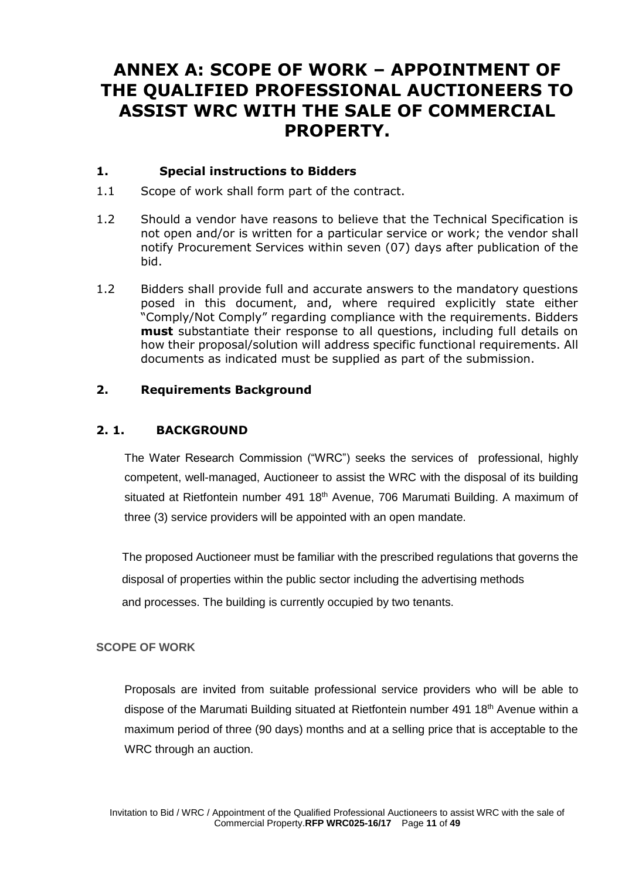# ANNEX A: SCOPE OF WORK – APPOINTMENT OF THE QUALIFIED PROFESSIONAL AUCTIONEERS TO ASSIST WRC WITH THE SALE OF COMMERCIAL PROPERTY.

## 1. Special instructions to Bidders

1.1 Scope of work shall form part of the contract.

1.2 Should a vendor have reasons to believe that the Technical Specification is not open and/or is written for a particular service or work; the vendor shall notify Procurement Services within seven (07) days after publication of the bid.

1.2 Bidders shall provide full and accurate answers to the mandatory questions posed in this document, and, where required explicitly state either "Comply/Not Comply" regarding compliance with the requirements. Bidders **must** substantiate their response to all questions, including full details on how their proposal/solution will address specific functional requirements. All documents as indicated must be supplied as part of the submission.

## 2. Requirements Background

### 2. 1. BACKGROUND

The Water Research Commission ("WRC") seeks the services of professional, highly competent, well-managed, Auctioneer to assist the WRC with the disposal of its building situated at Rietfontein number 491 18th Avenue, 706 Marumati Building. A maximum of three (3) service providers will be appointed with an open mandate.

The proposed Auctioneer must be familiar with the prescribed regulations that governs the disposal of properties within the public sector including the advertising methods and processes. The building is currently occupied by two tenants.

**SCOPE OF WORK**

Proposals are invited from suitable professional service providers who will be able to dispose of the Marumati Building situated at Rietfontein number 491 18th Avenue within a maximum period of three (90 days) months and at a selling price that is acceptable to the WRC through an auction.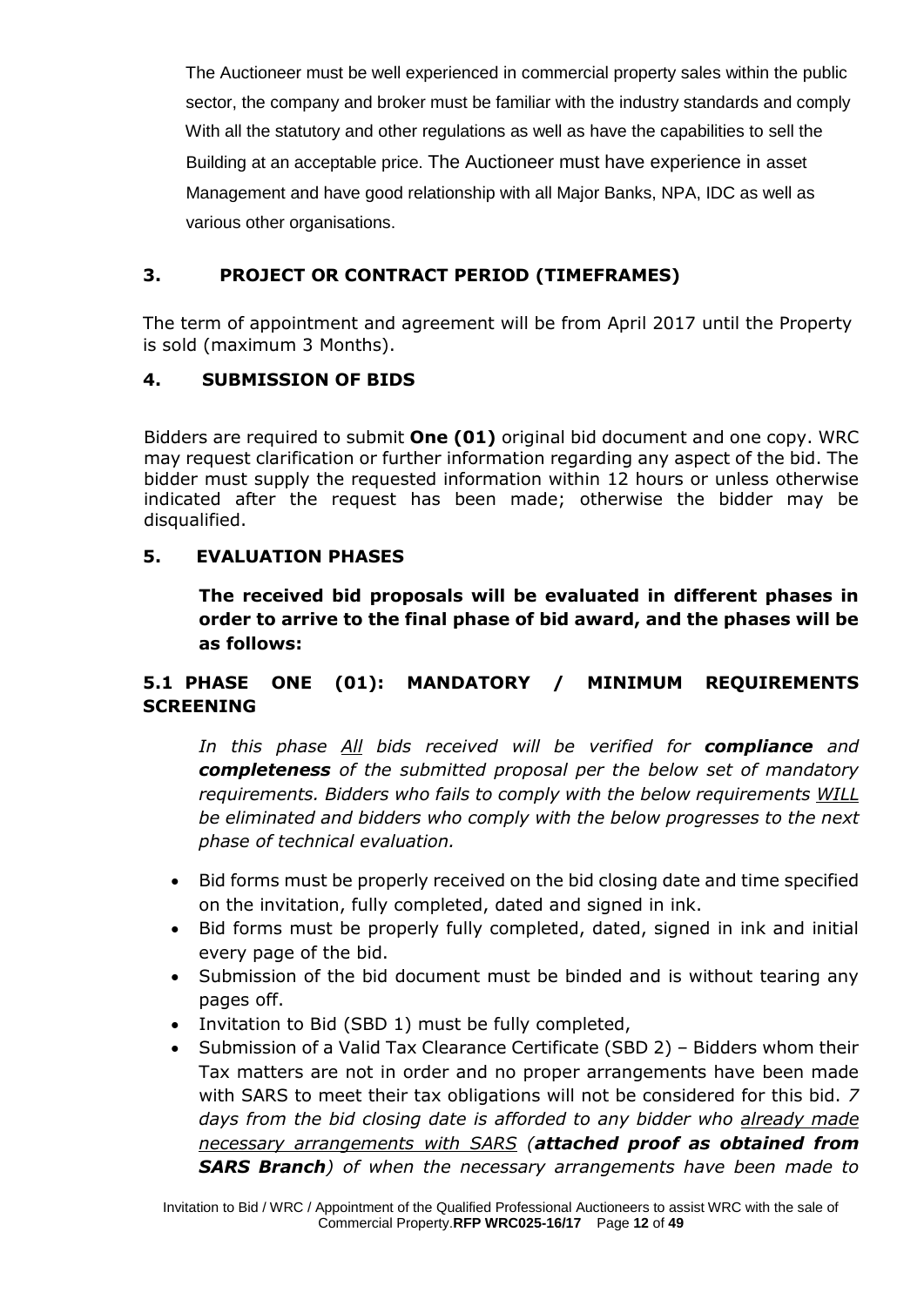The Auctioneer must be well experienced in commercial property sales within the public sector, the company and broker must be familiar with the industry standards and comply With all the statutory and other regulations as well as have the capabilities to sell the Building at an acceptable price. The Auctioneer must have experience in asset Management and have good relationship with all Major Banks, NPA, IDC as well as various other organisations.

## 3. PROJECT OR CONTRACT PERIOD (TIMEFRAMES)

The term of appointment and agreement will be from April 2017 until the Property is sold (maximum 3 Months).

## 4. SUBMISSION OF BIDS

Bidders are required to submit **One (01)** original bid document and one copy. WRC may request clarification or further information regarding any aspect of the bid. The bidder must supply the requested information within 12 hours or unless otherwise indicated after the request has been made; otherwise the bidder may be disqualified.

## 5. EVALUATION PHASES

**The received bid proposals will be evaluated in different phases in order to arrive to the final phase of bid award, and the phases will be as follows:**

### 5.1 PHASE ONE (01): MANDATORY / MINIMUM REQUIREMENTS SCREENING

*In this phase <u>All</u> bids received will be verified for **compliance** and **completeness** of the submitted proposal per the below set of mandatory requirements. Bidders who fails to comply with the below requirements <u>WILL</u> be eliminated and bidders who comply with the below progresses to the next phase of technical evaluation.*

- Bid forms must be properly received on the bid closing date and time specified on the invitation, fully completed, dated and signed in ink.
- Bid forms must be properly fully completed, dated, signed in ink and initial every page of the bid.
- Submission of the bid document must be binded and is without tearing any pages off.
- Invitation to Bid (SBD 1) must be fully completed,
- Submission of a Valid Tax Clearance Certificate (SBD 2) – Bidders whom their Tax matters are not in order and no proper arrangements have been made with SARS to meet their tax obligations will not be considered for this bid. *7 days from the bid closing date is afforded to any bidder who <u>already made necessary arrangements with SARS</u> (**attached proof as obtained from SARS Branch**) of when the necessary arrangements have been made to*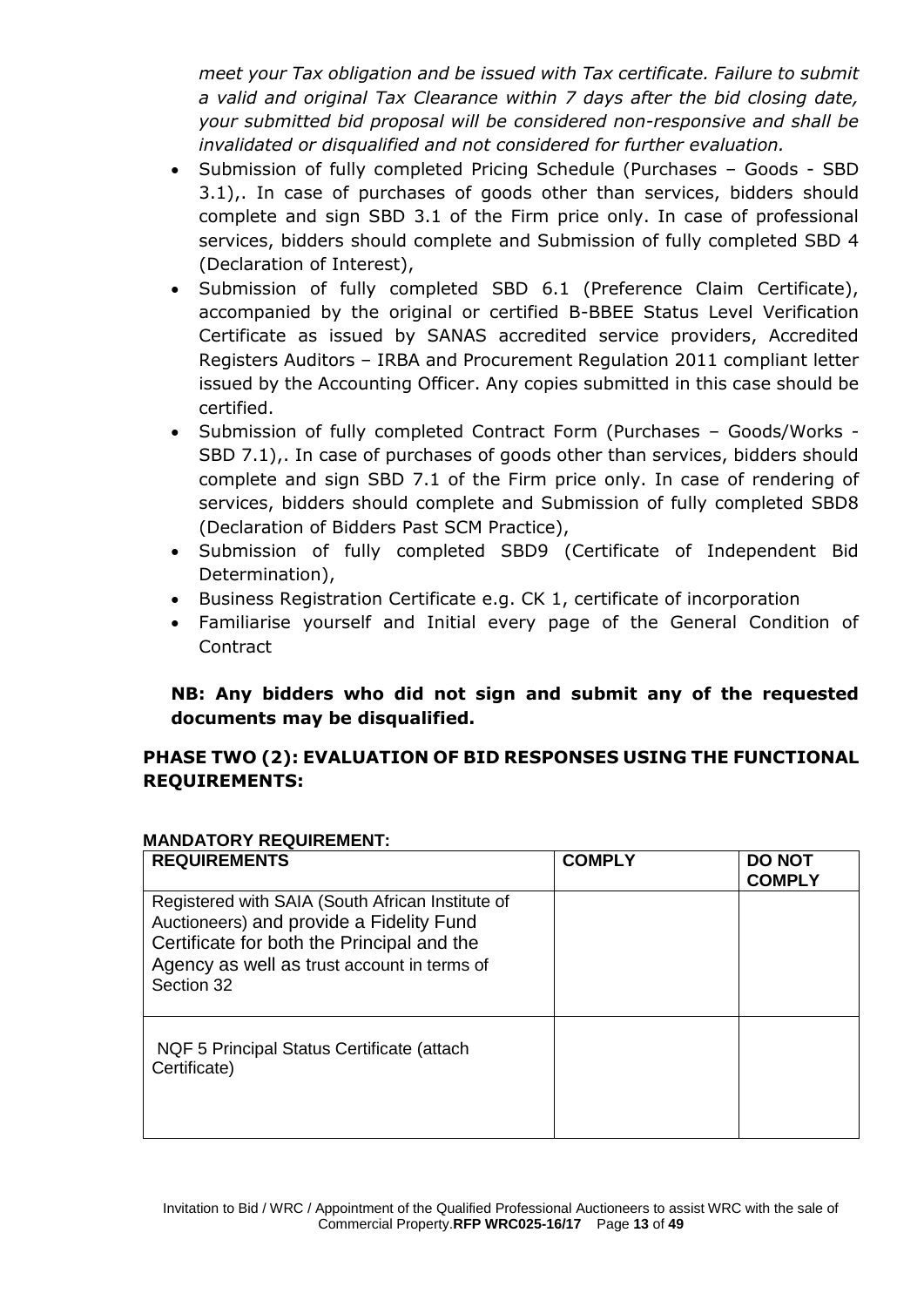*meet your Tax obligation and be issued with Tax certificate. Failure to submit a valid and original Tax Clearance within 7 days after the bid closing date, your submitted bid proposal will be considered non-responsive and shall be invalidated or disqualified and not considered for further evaluation.*

- Submission of fully completed Pricing Schedule (Purchases – Goods - SBD 3.1),. In case of purchases of goods other than services, bidders should complete and sign SBD 3.1 of the Firm price only. In case of professional services, bidders should complete and Submission of fully completed SBD 4 (Declaration of Interest),
- Submission of fully completed SBD 6.1 (Preference Claim Certificate), accompanied by the original or certified B-BBEE Status Level Verification Certificate as issued by SANAS accredited service providers, Accredited Registers Auditors – IRBA and Procurement Regulation 2011 compliant letter issued by the Accounting Officer. Any copies submitted in this case should be certified.
- Submission of fully completed Contract Form (Purchases – Goods/Works - SBD 7.1),. In case of purchases of goods other than services, bidders should complete and sign SBD 7.1 of the Firm price only. In case of rendering of services, bidders should complete and Submission of fully completed SBD8 (Declaration of Bidders Past SCM Practice),
- Submission of fully completed SBD9 (Certificate of Independent Bid Determination),
- Business Registration Certificate e.g. CK 1, certificate of incorporation
- Familiarise yourself and Initial every page of the General Condition of Contract

**NB: Any bidders who did not sign and submit any of the requested documents may be disqualified.**

## PHASE TWO (2): EVALUATION OF BID RESPONSES USING THE FUNCTIONAL REQUIREMENTS:

**MANDATORY REQUIREMENT:**

| REQUIREMENTS | COMPLY | DO NOT COMPLY |
|---|---|---|
| Registered with SAIA (South African Institute of Auctioneers) and provide a Fidelity Fund Certificate for both the Principal and the Agency as well as trust account in terms of Section 32 | | |
| NQF 5 Principal Status Certificate (attach Certificate) | | |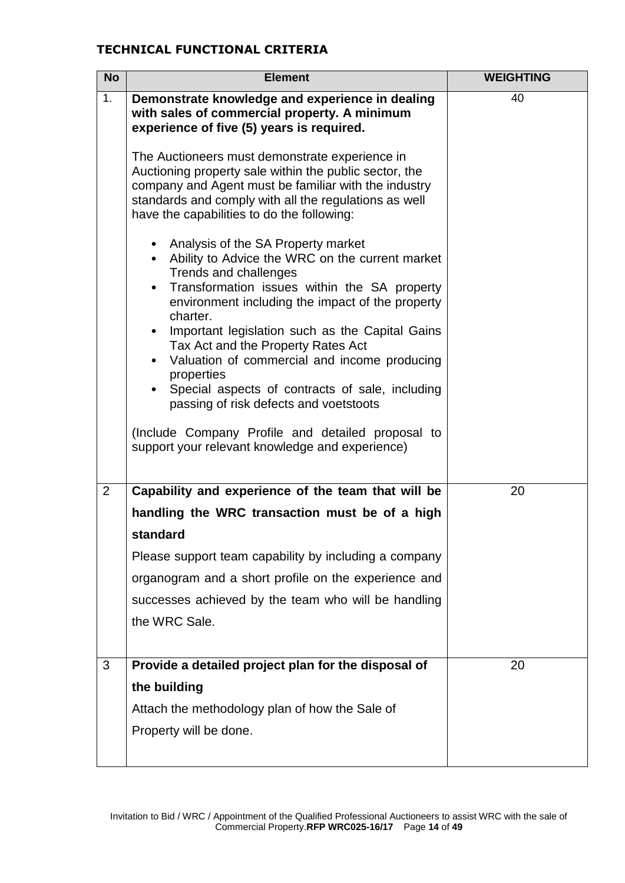**TECHNICAL FUNCTIONAL CRITERIA**

| No | Element | WEIGHTING |
|---|---|---|
| 1. | **Demonstrate knowledge and experience in dealing with sales of commercial property. A minimum experience of five (5) years is required.**<br><br>The Auctioneers must demonstrate experience in Auctioning property sale within the public sector, the company and Agent must be familiar with the industry standards and comply with all the regulations as well have the capabilities to do the following:<br><br>• Analysis of the SA Property market<br>• Ability to Advice the WRC on the current market Trends and challenges<br>• Transformation issues within the SA property environment including the impact of the property charter.<br>• Important legislation such as the Capital Gains Tax Act and the Property Rates Act<br>• Valuation of commercial and income producing properties<br>• Special aspects of contracts of sale, including passing of risk defects and voetstoots<br><br>(Include Company Profile and detailed proposal to support your relevant knowledge and experience) | 40 |
| 2 | **Capability and experience of the team that will be handling the WRC transaction must be of a high standard**<br><br>Please support team capability by including a company organogram and a short profile on the experience and successes achieved by the team who will be handling the WRC Sale. | 20 |
| 3 | **Provide a detailed project plan for the disposal of the building**<br><br>Attach the methodology plan of how the Sale of Property will be done. | 20 |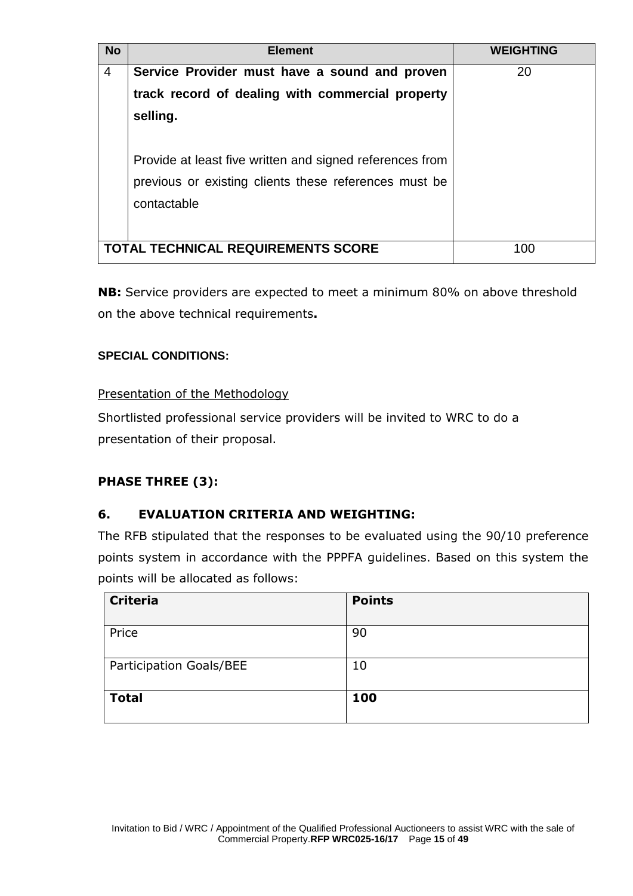| No | Element | WEIGHTING |
|---|---|---|
| 4 | **Service Provider must have a sound and proven track record of dealing with commercial property selling.**<br><br>Provide at least five written and signed references from previous or existing clients these references must be contactable | 20 |
| **TOTAL TECHNICAL REQUIREMENTS SCORE** | | 100 |

**NB:** Service providers are expected to meet a minimum 80% on above threshold on the above technical requirements**.**

**SPECIAL CONDITIONS:**

Presentation of the Methodology

Shortlisted professional service providers will be invited to WRC to do a presentation of their proposal.

**PHASE THREE (3):**

### 6. EVALUATION CRITERIA AND WEIGHTING:

The RFB stipulated that the responses to be evaluated using the 90/10 preference points system in accordance with the PPPFA guidelines. Based on this system the points will be allocated as follows:

| Criteria | Points |
|---|---|
| Price | 90 |
| Participation Goals/BEE | 10 |
| **Total** | **100** |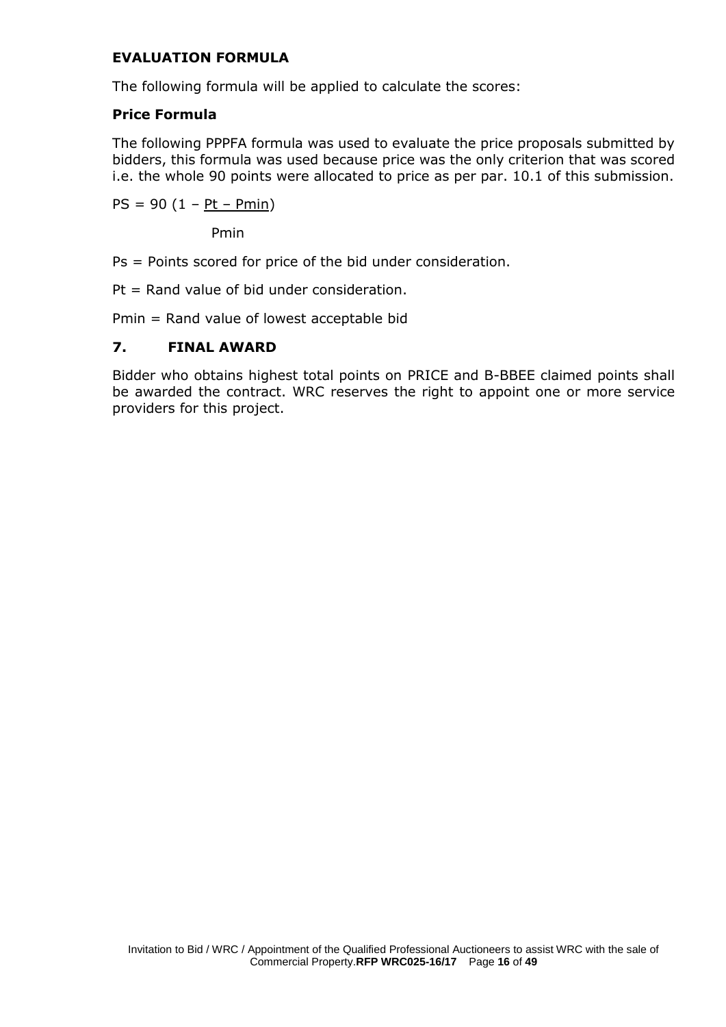**EVALUATION FORMULA**

The following formula will be applied to calculate the scores:

**Price Formula**

The following PPPFA formula was used to evaluate the price proposals submitted by bidders, this formula was used because price was the only criterion that was scored i.e. the whole 90 points were allocated to price as per par. 10.1 of this submission.

$$PS = 90\left(1 - \frac{Pt - Pmin}{Pmin}\right)$$

Ps = Points scored for price of the bid under consideration.

Pt = Rand value of bid under consideration.

Pmin = Rand value of lowest acceptable bid

## 7. FINAL AWARD

Bidder who obtains highest total points on PRICE and B-BBEE claimed points shall be awarded the contract. WRC reserves the right to appoint one or more service providers for this project.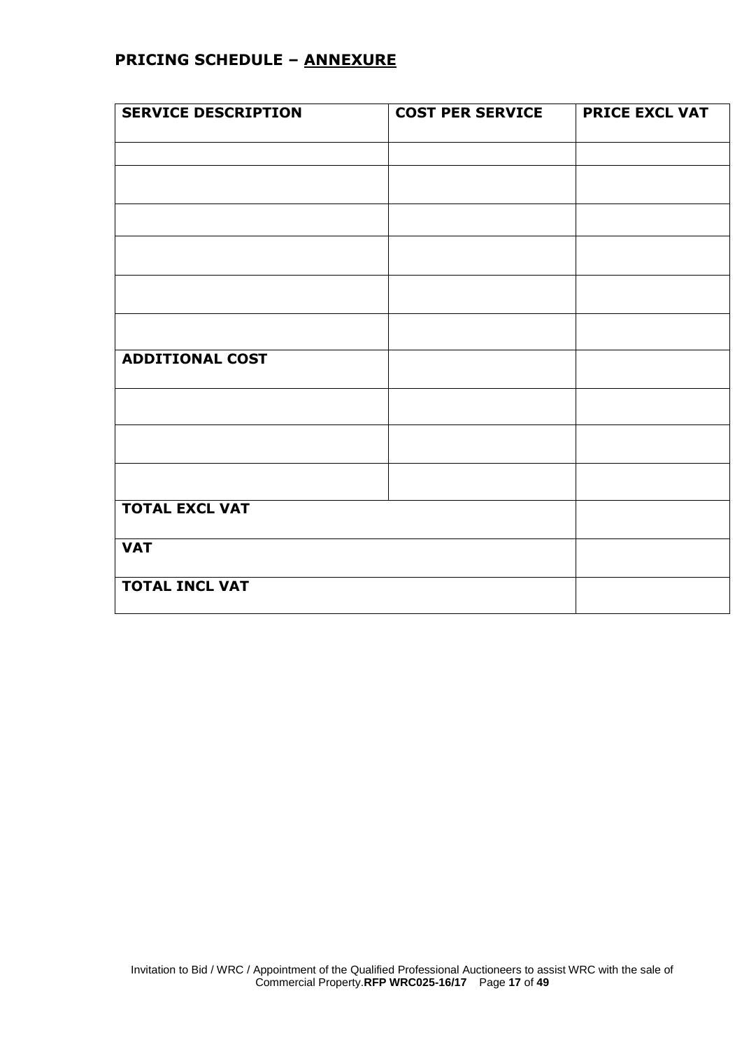## PRICING SCHEDULE – <u>ANNEXURE</u>

| SERVICE DESCRIPTION | COST PER SERVICE | PRICE EXCL VAT |
|---|---|---|
| | | |
| | | |
| | | |
| | | |
| | | |
| | | |
| **ADDITIONAL COST** | | |
| | | |
| | | |
| | | |
| **TOTAL EXCL VAT** | | |
| **VAT** | | |
| **TOTAL INCL VAT** | | |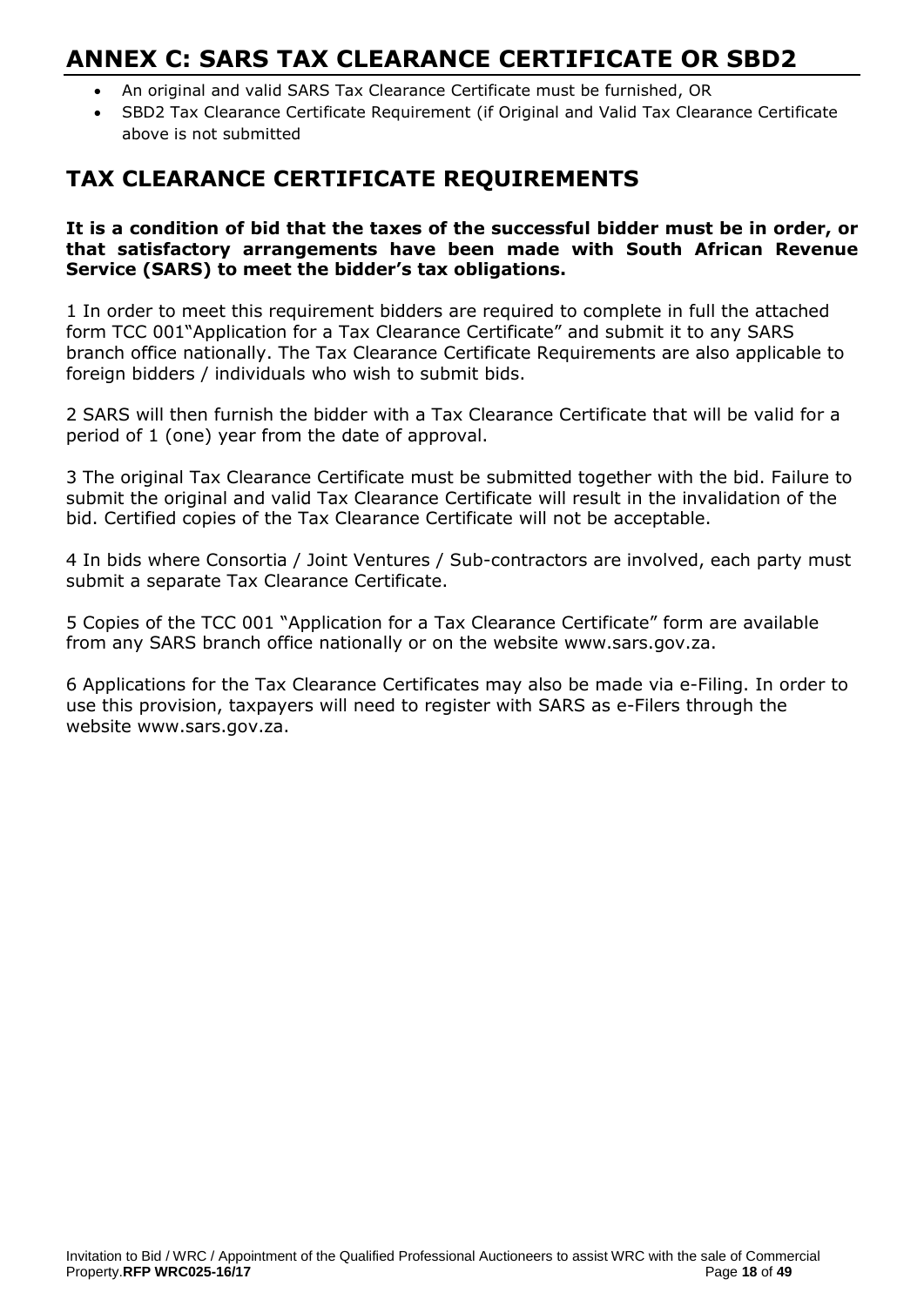# ANNEX C: SARS TAX CLEARANCE CERTIFICATE OR SBD2

- An original and valid SARS Tax Clearance Certificate must be furnished, OR
- SBD2 Tax Clearance Certificate Requirement (if Original and Valid Tax Clearance Certificate above is not submitted

## TAX CLEARANCE CERTIFICATE REQUIREMENTS

**It is a condition of bid that the taxes of the successful bidder must be in order, or that satisfactory arrangements have been made with South African Revenue Service (SARS) to meet the bidder's tax obligations.**

1 In order to meet this requirement bidders are required to complete in full the attached form TCC 001"Application for a Tax Clearance Certificate" and submit it to any SARS branch office nationally. The Tax Clearance Certificate Requirements are also applicable to foreign bidders / individuals who wish to submit bids.

2 SARS will then furnish the bidder with a Tax Clearance Certificate that will be valid for a period of 1 (one) year from the date of approval.

3 The original Tax Clearance Certificate must be submitted together with the bid. Failure to submit the original and valid Tax Clearance Certificate will result in the invalidation of the bid. Certified copies of the Tax Clearance Certificate will not be acceptable.

4 In bids where Consortia / Joint Ventures / Sub-contractors are involved, each party must submit a separate Tax Clearance Certificate.

5 Copies of the TCC 001 "Application for a Tax Clearance Certificate" form are available from any SARS branch office nationally or on the website www.sars.gov.za.

6 Applications for the Tax Clearance Certificates may also be made via e-Filing. In order to use this provision, taxpayers will need to register with SARS as e-Filers through the website www.sars.gov.za.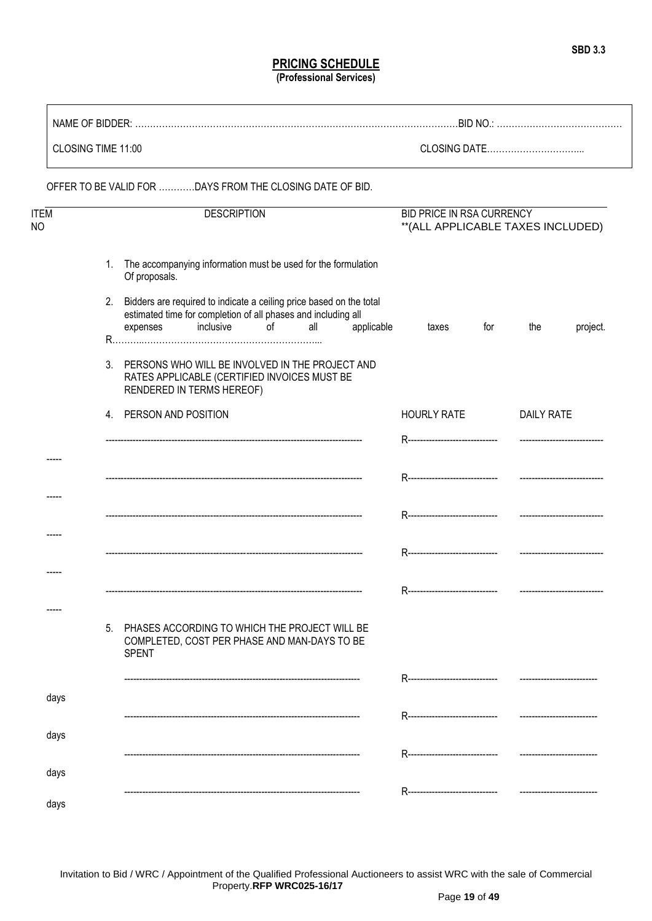SBD 3.3

## PRICING SCHEDULE

**(Professional Services)**

NAME OF BIDDER: ……………………………………………………………………………………………… BID NO.: ……………………………………

CLOSING TIME 11:00 CLOSING DATE…………………………...

OFFER TO BE VALID FOR …………DAYS FROM THE CLOSING DATE OF BID.

| ITEM NO | DESCRIPTION | BID PRICE IN RSA CURRENCY **(ALL APPLICABLE TAXES INCLUDED) | |
|---|---|---|---|
| | 1. The accompanying information must be used for the formulation Of proposals. | | |
| | 2. Bidders are required to indicate a ceiling price based on the total estimated time for completion of all phases and including all expenses inclusive of all applicable taxes for the project. R………..…………………………………………………... | | |
| | 3. PERSONS WHO WILL BE INVOLVED IN THE PROJECT AND RATES APPLICABLE (CERTIFIED INVOICES MUST BE RENDERED IN TERMS HEREOF) | | |
| | 4. PERSON AND POSITION | HOURLY RATE | DAILY RATE |
| ----- | ------------------------------------------------------------------------------------- | R------------------------------ | ---------------------------- |
| ----- | ------------------------------------------------------------------------------------- | R------------------------------ | ---------------------------- |
| ----- | ------------------------------------------------------------------------------------- | R------------------------------ | ---------------------------- |
| ----- | ------------------------------------------------------------------------------------- | R------------------------------ | ---------------------------- |
| ----- | ------------------------------------------------------------------------------------- | R------------------------------ | ---------------------------- |
| | 5. PHASES ACCORDING TO WHICH THE PROJECT WILL BE COMPLETED, COST PER PHASE AND MAN-DAYS TO BE SPENT | | |
| days | ------------------------------------------------------------------------------- | R------------------------------ | -------------------------- |
| days | ------------------------------------------------------------------------------- | R------------------------------ | -------------------------- |
| days | ------------------------------------------------------------------------------- | R------------------------------ | -------------------------- |
| days | ------------------------------------------------------------------------------- | R------------------------------ | -------------------------- |

Invitation to Bid / WRC / Appointment of the Qualified Professional Auctioneers to assist WRC with the sale of Commercial Property.**RFP WRC025-16/17**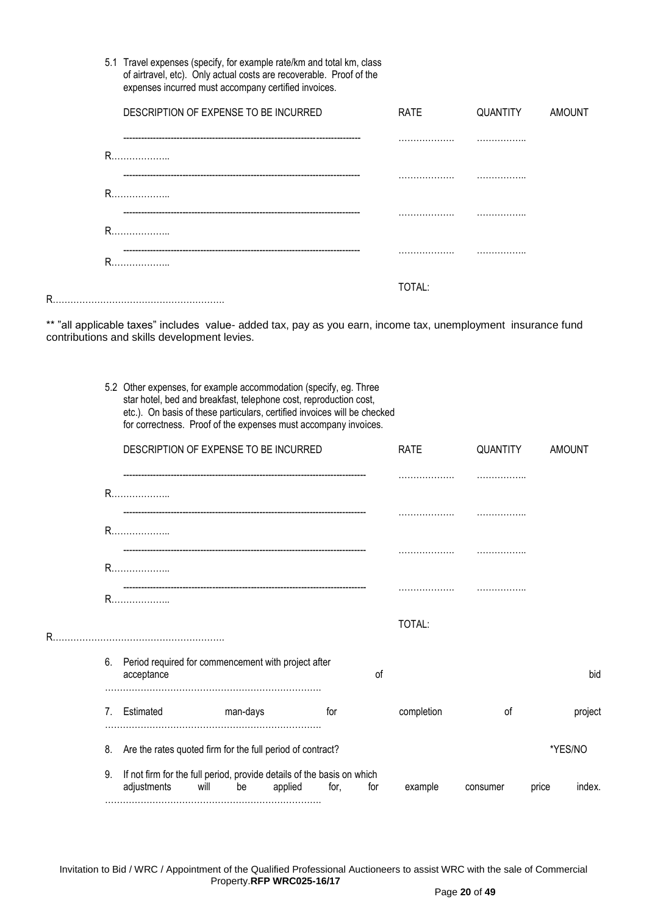5.1 Travel expenses (specify, for example rate/km and total km, class of airtravel, etc). Only actual costs are recoverable. Proof of the expenses incurred must accompany certified invoices.

| DESCRIPTION OF EXPENSE TO BE INCURRED | RATE | QUANTITY | AMOUNT |
|---|---|---|---|
| ------------------------------------------------------------------------------- | ………………. | …………….. | R……………….. |
| ------------------------------------------------------------------------------- | ………………. | …………….. | R……………….. |
| ------------------------------------------------------------------------------- | ………………. | …………….. | R……………….. |
| ------------------------------------------------------------------------------- | ………………. | …………….. | R……………….. |
| | TOTAL: | | R…………………………………………………. |

** "all applicable taxes" includes value- added tax, pay as you earn, income tax, unemployment insurance fund contributions and skills development levies.

5.2 Other expenses, for example accommodation (specify, eg. Three star hotel, bed and breakfast, telephone cost, reproduction cost, etc.). On basis of these particulars, certified invoices will be checked for correctness. Proof of the expenses must accompany invoices.

| DESCRIPTION OF EXPENSE TO BE INCURRED | RATE | QUANTITY | AMOUNT |
|---|---|---|---|
| ------------------------------------------------------------------------------- | ………………. | …………….. | R……………….. |
| ------------------------------------------------------------------------------- | ………………. | …………….. | R……………….. |
| ------------------------------------------------------------------------------- | ………………. | …………….. | R……………….. |
| ------------------------------------------------------------------------------- | ………………. | …………….. | R……………….. |
| | TOTAL: | | R…………………………………………………. |

6. Period required for commencement with project after acceptance of bid ……………………………………………………………….

7. Estimated man-days for completion of project ……………………………………………………………….

8. Are the rates quoted firm for the full period of contract? *YES/NO

9. If not firm for the full period, provide details of the basis on which adjustments will be applied for, for example consumer price index. ……………………………………………………………….

Invitation to Bid / WRC / Appointment of the Qualified Professional Auctioneers to assist WRC with the sale of Commercial Property.**RFP WRC025-16/17**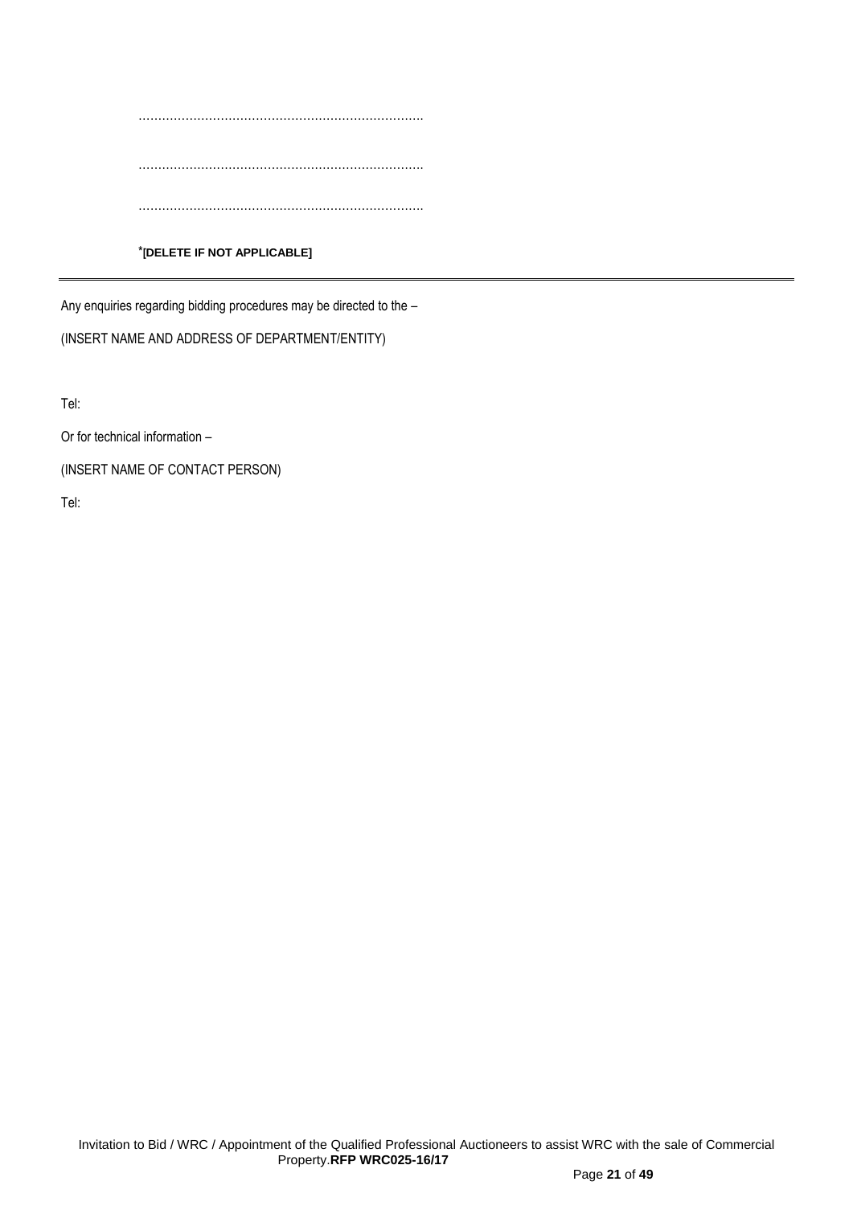………………………………………………………………

………………………………………………………………

………………………………………………………………

*[DELETE IF NOT APPLICABLE]

---

Any enquiries regarding bidding procedures may be directed to the –

(INSERT NAME AND ADDRESS OF DEPARTMENT/ENTITY)

Tel:

Or for technical information –

(INSERT NAME OF CONTACT PERSON)

Tel: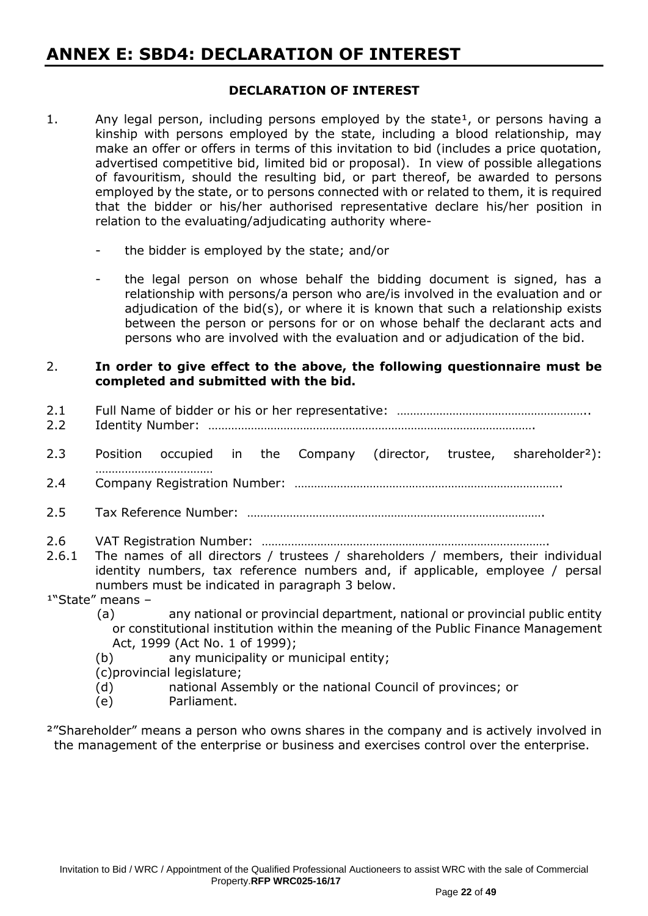# ANNEX E: SBD4: DECLARATION OF INTEREST

**DECLARATION OF INTEREST**

1. Any legal person, including persons employed by the state[1], or persons having a kinship with persons employed by the state, including a blood relationship, may make an offer or offers in terms of this invitation to bid (includes a price quotation, advertised competitive bid, limited bid or proposal). In view of possible allegations of favouritism, should the resulting bid, or part thereof, be awarded to persons employed by the state, or to persons connected with or related to them, it is required that the bidder or his/her authorised representative declare his/her position in relation to the evaluating/adjudicating authority where-

   - the bidder is employed by the state; and/or

   - the legal person on whose behalf the bidding document is signed, has a relationship with persons/a person who are/is involved in the evaluation and or adjudication of the bid(s), or where it is known that such a relationship exists between the person or persons for or on whose behalf the declarant acts and persons who are involved with the evaluation and or adjudication of the bid.

2. **In order to give effect to the above, the following questionnaire must be completed and submitted with the bid.**

2.1 Full Name of bidder or his or her representative: …………………………………………………..

2.2 Identity Number: ……………………………………………………………………………………….

2.3 Position occupied in the Company (director, trustee, shareholder[2]): ………………………………

2.4 Company Registration Number: ……………………………………………………………………….

2.5 Tax Reference Number: ……………………………………………………………………………….

2.6 VAT Registration Number: …………………………………………………………………………….

2.6.1 The names of all directors / trustees / shareholders / members, their individual identity numbers, tax reference numbers and, if applicable, employee / persal numbers must be indicated in paragraph 3 below.

[1]"State" means –

(a) any national or provincial department, national or provincial public entity or constitutional institution within the meaning of the Public Finance Management Act, 1999 (Act No. 1 of 1999);

(b) any municipality or municipal entity;

(c) provincial legislature;

(d) national Assembly or the national Council of provinces; or

(e) Parliament.

[2]"Shareholder" means a person who owns shares in the company and is actively involved in the management of the enterprise or business and exercises control over the enterprise.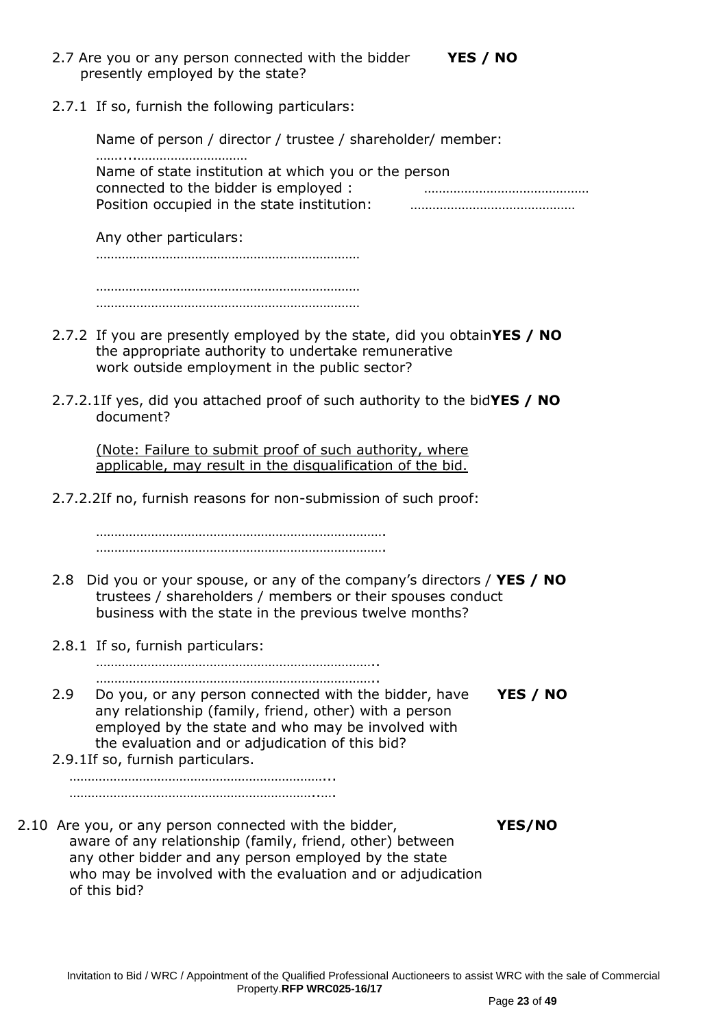2.7 Are you or any person connected with the bidder presently employed by the state? **YES / NO**

2.7.1 If so, furnish the following particulars:

Name of person / director / trustee / shareholder/ member: ……....…………………………

Name of state institution at which you or the person connected to the bidder is employed : ………………………………………

Position occupied in the state institution: ………………………………………

Any other particulars:

………………………………………………………………

………………………………………………………………

………………………………………………………………

2.7.2 If you are presently employed by the state, did you obtain the appropriate authority to undertake remunerative work outside employment in the public sector? **YES / NO**

2.7.2.1 If yes, did you attached proof of such authority to the bid document? **YES / NO**

<u>(Note: Failure to submit proof of such authority, where applicable, may result in the disqualification of the bid.</u>

2.7.2.2 If no, furnish reasons for non-submission of such proof:

…………………………………………………………………….

…………………………………………………………………….

2.8 Did you or your spouse, or any of the company's directors / trustees / shareholders / members or their spouses conduct business with the state in the previous twelve months? **YES / NO**

2.8.1 If so, furnish particulars:

…………………………………………………………………..

…………………………………………………………………..

2.9 Do you, or any person connected with the bidder, have any relationship (family, friend, other) with a person employed by the state and who may be involved with the evaluation and or adjudication of this bid? **YES / NO**

2.9.1 If so, furnish particulars.

……………………………………………………………...

…………………………………………………………..….

2.10 Are you, or any person connected with the bidder, aware of any relationship (family, friend, other) between any other bidder and any person employed by the state who may be involved with the evaluation and or adjudication of this bid? **YES/NO**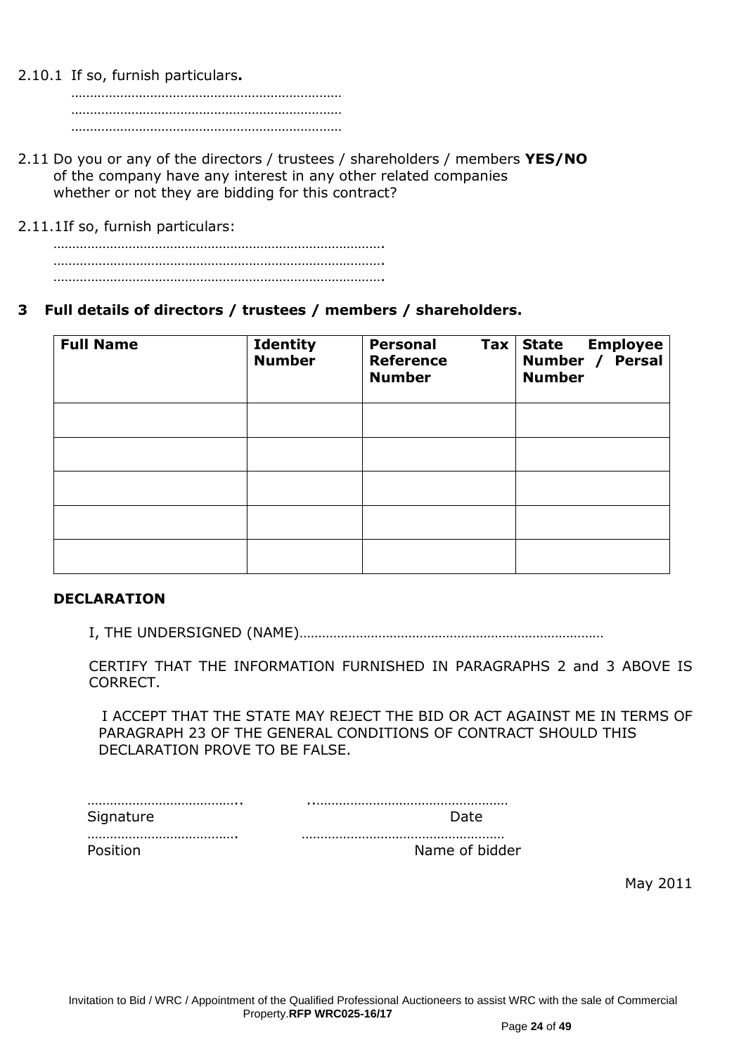2.10.1 If so, furnish particulars**.**

………………………………………………………………
………………………………………………………………
………………………………………………………………

2.11 Do you or any of the directors / trustees / shareholders / members **YES/NO** of the company have any interest in any other related companies whether or not they are bidding for this contract?

2.11.1 If so, furnish particulars:

…………………………………………………………………………….
…………………………………………………………………………….
…………………………………………………………………………….

**3 Full details of directors / trustees / members / shareholders.**

| Full Name | Identity Number | Personal Tax Reference Number | State Employee Number / Persal Number |
|---|---|---|---|
| | | | |
| | | | |
| | | | |
| | | | |
| | | | |

**DECLARATION**

I, THE UNDERSIGNED (NAME)………………………………………………………………………

CERTIFY THAT THE INFORMATION FURNISHED IN PARAGRAPHS 2 and 3 ABOVE IS CORRECT.

I ACCEPT THAT THE STATE MAY REJECT THE BID OR ACT AGAINST ME IN TERMS OF PARAGRAPH 23 OF THE GENERAL CONDITIONS OF CONTRACT SHOULD THIS DECLARATION PROVE TO BE FALSE.

………………………………….. ..……………………………………………
Signature Date

…………………………………. ……………………………………………
Position Name of bidder

May 2011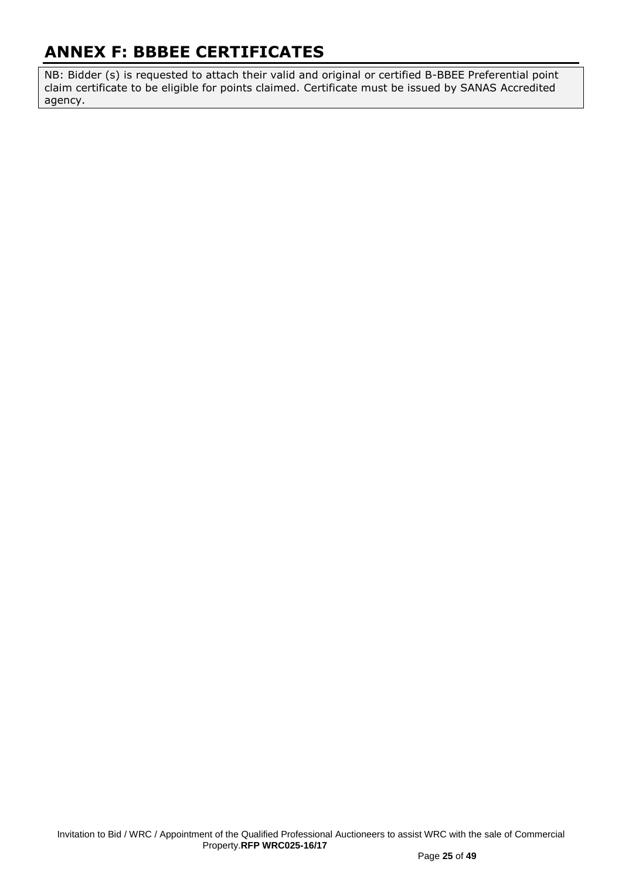# ANNEX F: BBBEE CERTIFICATES

NB: Bidder (s) is requested to attach their valid and original or certified B-BBEE Preferential point claim certificate to be eligible for points claimed. Certificate must be issued by SANAS Accredited agency.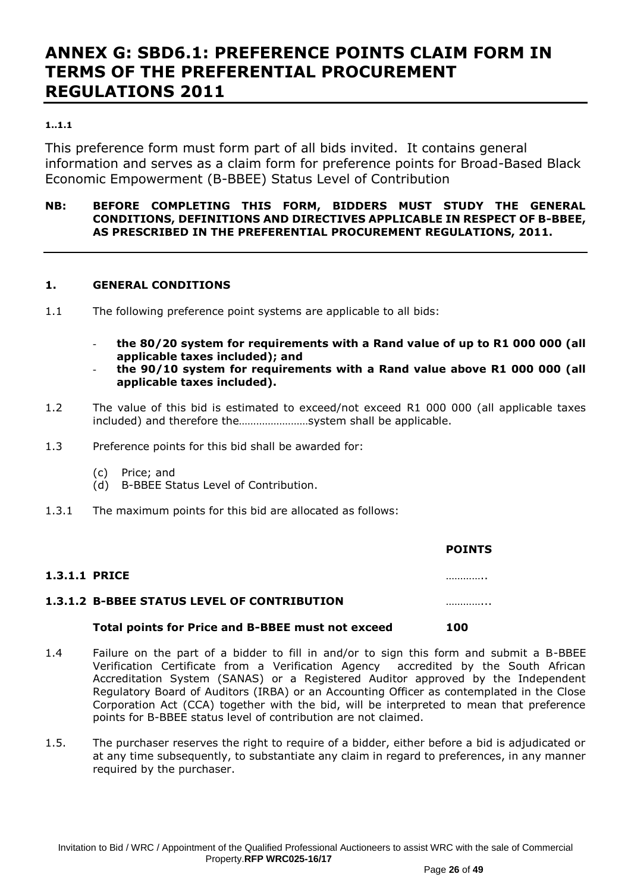# ANNEX G: SBD6.1: PREFERENCE POINTS CLAIM FORM IN TERMS OF THE PREFERENTIAL PROCUREMENT REGULATIONS 2011

**1..1.1**

This preference form must form part of all bids invited. It contains general information and serves as a claim form for preference points for Broad-Based Black Economic Empowerment (B-BBEE) Status Level of Contribution

**NB: BEFORE COMPLETING THIS FORM, BIDDERS MUST STUDY THE GENERAL CONDITIONS, DEFINITIONS AND DIRECTIVES APPLICABLE IN RESPECT OF B-BBEE, AS PRESCRIBED IN THE PREFERENTIAL PROCUREMENT REGULATIONS, 2011.**

---

**1. GENERAL CONDITIONS**

1.1 The following preference point systems are applicable to all bids:

- **the 80/20 system for requirements with a Rand value of up to R1 000 000 (all applicable taxes included); and**
- **the 90/10 system for requirements with a Rand value above R1 000 000 (all applicable taxes included).**

1.2 The value of this bid is estimated to exceed/not exceed R1 000 000 (all applicable taxes included) and therefore the……………………system shall be applicable.

1.3 Preference points for this bid shall be awarded for:

(c) Price; and
(d) B-BBEE Status Level of Contribution.

1.3.1 The maximum points for this bid are allocated as follows:

| | **POINTS** |
|---|---|
| **1.3.1.1 PRICE** | ………….. |
| **1.3.1.2 B-BBEE STATUS LEVEL OF CONTRIBUTION** | …………... |
| **Total points for Price and B-BBEE must not exceed** | **100** |

1.4 Failure on the part of a bidder to fill in and/or to sign this form and submit a B-BBEE Verification Certificate from a Verification Agency accredited by the South African Accreditation System (SANAS) or a Registered Auditor approved by the Independent Regulatory Board of Auditors (IRBA) or an Accounting Officer as contemplated in the Close Corporation Act (CCA) together with the bid, will be interpreted to mean that preference points for B-BBEE status level of contribution are not claimed.

1.5. The purchaser reserves the right to require of a bidder, either before a bid is adjudicated or at any time subsequently, to substantiate any claim in regard to preferences, in any manner required by the purchaser.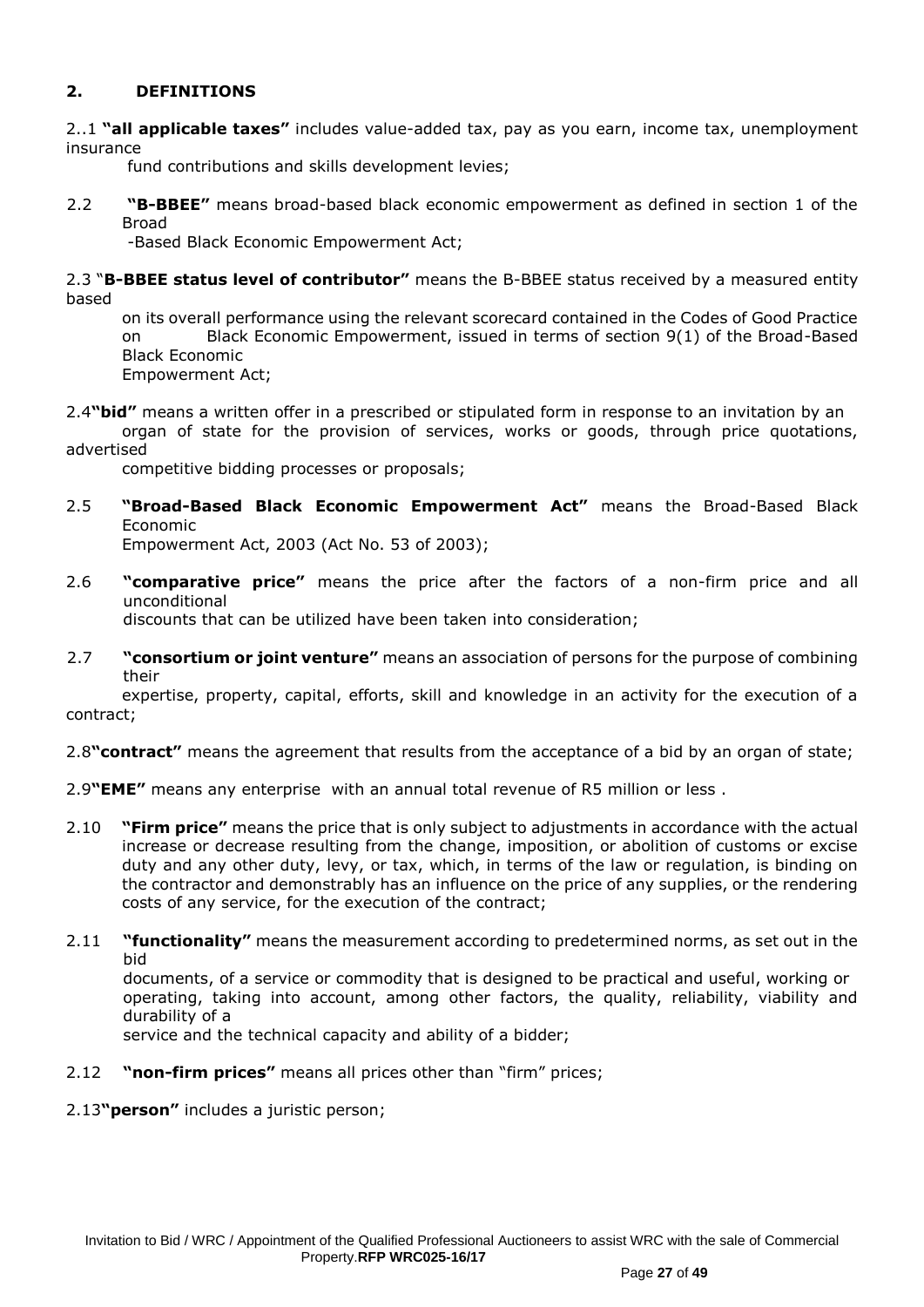## 2. DEFINITIONS

2..1 **"all applicable taxes"** includes value-added tax, pay as you earn, income tax, unemployment insurance fund contributions and skills development levies;

2.2 **"B-BBEE"** means broad-based black economic empowerment as defined in section 1 of the Broad -Based Black Economic Empowerment Act;

2.3 "**B-BBEE status level of contributor"** means the B-BBEE status received by a measured entity based on its overall performance using the relevant scorecard contained in the Codes of Good Practice on Black Economic Empowerment, issued in terms of section 9(1) of the Broad-Based Black Economic Empowerment Act;

2.4**"bid"** means a written offer in a prescribed or stipulated form in response to an invitation by an organ of state for the provision of services, works or goods, through price quotations, advertised competitive bidding processes or proposals;

2.5 **"Broad-Based Black Economic Empowerment Act"** means the Broad-Based Black Economic Empowerment Act, 2003 (Act No. 53 of 2003);

2.6 **"comparative price"** means the price after the factors of a non-firm price and all unconditional discounts that can be utilized have been taken into consideration;

2.7 **"consortium or joint venture"** means an association of persons for the purpose of combining their expertise, property, capital, efforts, skill and knowledge in an activity for the execution of a contract;

2.8**"contract"** means the agreement that results from the acceptance of a bid by an organ of state;

2.9**"EME"** means any enterprise with an annual total revenue of R5 million or less .

2.10 **"Firm price"** means the price that is only subject to adjustments in accordance with the actual increase or decrease resulting from the change, imposition, or abolition of customs or excise duty and any other duty, levy, or tax, which, in terms of the law or regulation, is binding on the contractor and demonstrably has an influence on the price of any supplies, or the rendering costs of any service, for the execution of the contract;

2.11 **"functionality"** means the measurement according to predetermined norms, as set out in the bid documents, of a service or commodity that is designed to be practical and useful, working or operating, taking into account, among other factors, the quality, reliability, viability and durability of a service and the technical capacity and ability of a bidder;

2.12 **"non-firm prices"** means all prices other than "firm" prices;

2.13**"person"** includes a juristic person;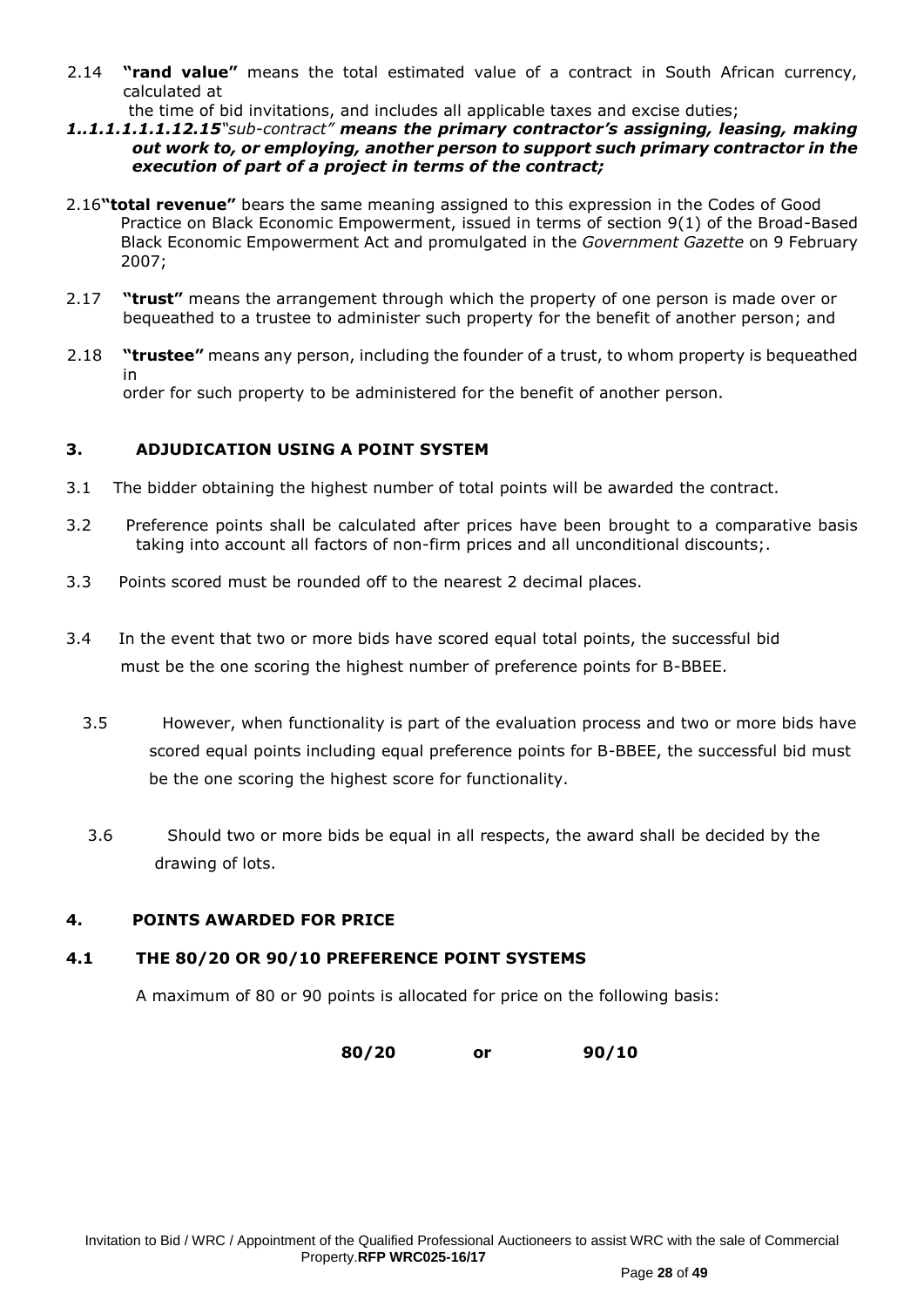2.14 **"rand value"** means the total estimated value of a contract in South African currency, calculated at the time of bid invitations, and includes all applicable taxes and excise duties;

***1..1.1.1.1.1.12.15****"sub-contract"* ***means the primary contractor's assigning, leasing, making out work to, or employing, another person to support such primary contractor in the execution of part of a project in terms of the contract;***

2.16 **"total revenue"** bears the same meaning assigned to this expression in the Codes of Good Practice on Black Economic Empowerment, issued in terms of section 9(1) of the Broad-Based Black Economic Empowerment Act and promulgated in the *Government Gazette* on 9 February 2007;

2.17 **"trust"** means the arrangement through which the property of one person is made over or bequeathed to a trustee to administer such property for the benefit of another person; and

2.18 **"trustee"** means any person, including the founder of a trust, to whom property is bequeathed in order for such property to be administered for the benefit of another person.

## 3. ADJUDICATION USING A POINT SYSTEM

3.1 The bidder obtaining the highest number of total points will be awarded the contract.

3.2 Preference points shall be calculated after prices have been brought to a comparative basis taking into account all factors of non-firm prices and all unconditional discounts;.

3.3 Points scored must be rounded off to the nearest 2 decimal places.

3.4 In the event that two or more bids have scored equal total points, the successful bid must be the one scoring the highest number of preference points for B-BBEE.

3.5 However, when functionality is part of the evaluation process and two or more bids have scored equal points including equal preference points for B-BBEE, the successful bid must be the one scoring the highest score for functionality.

3.6 Should two or more bids be equal in all respects, the award shall be decided by the drawing of lots.

## 4. POINTS AWARDED FOR PRICE

### 4.1 THE 80/20 OR 90/10 PREFERENCE POINT SYSTEMS

A maximum of 80 or 90 points is allocated for price on the following basis:

**80/20 or 90/10**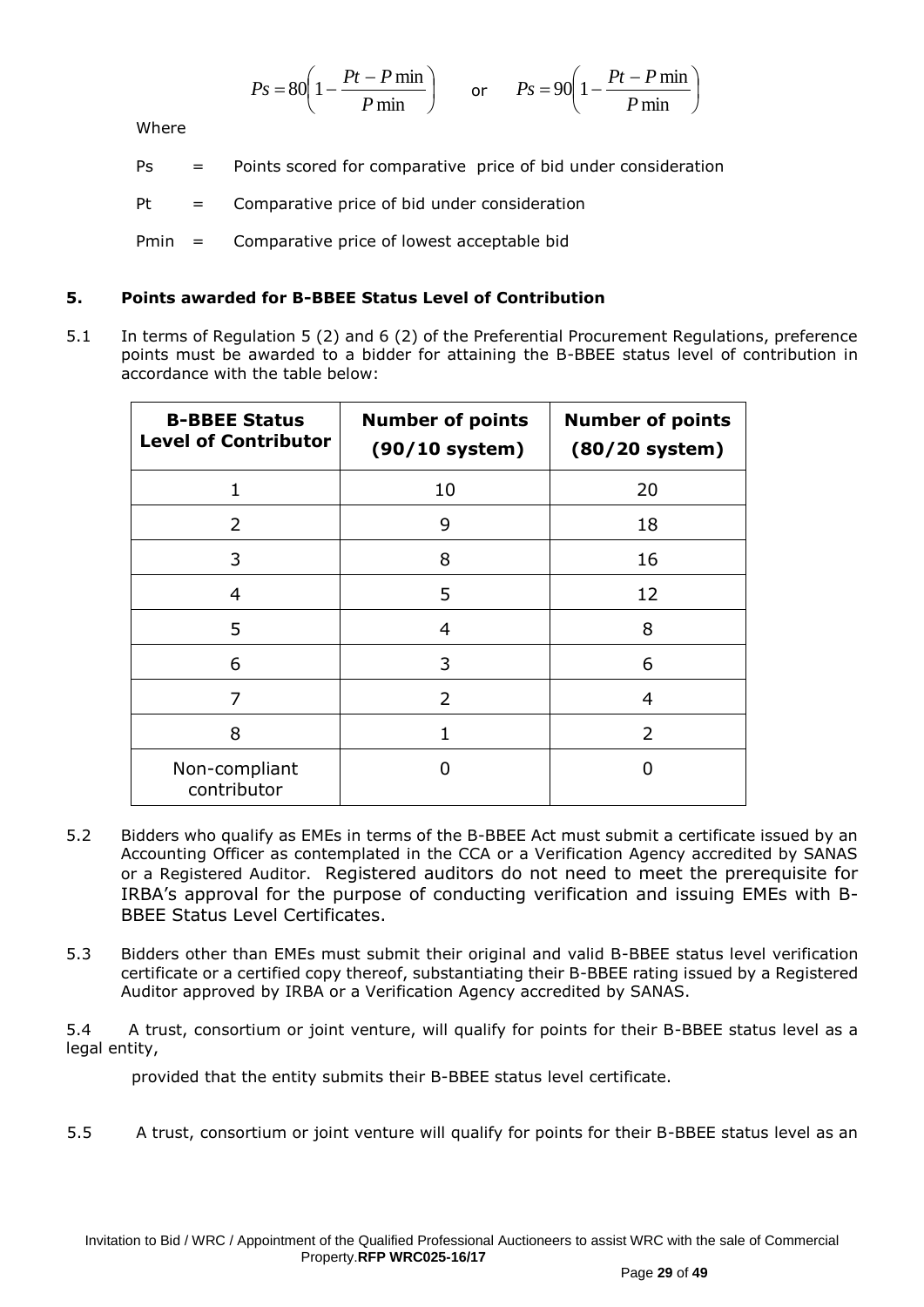$$Ps = 80\left(1 - \frac{Pt - P\min}{P\min}\right) \quad \text{or} \quad Ps = 90\left(1 - \frac{Pt - P\min}{P\min}\right)$$

Where

Ps = Points scored for comparative price of bid under consideration

Pt = Comparative price of bid under consideration

Pmin = Comparative price of lowest acceptable bid

**5. Points awarded for B-BBEE Status Level of Contribution**

5.1 In terms of Regulation 5 (2) and 6 (2) of the Preferential Procurement Regulations, preference points must be awarded to a bidder for attaining the B-BBEE status level of contribution in accordance with the table below:

| B-BBEE Status Level of Contributor | Number of points (90/10 system) | Number of points (80/20 system) |
|---|---|---|
| 1 | 10 | 20 |
| 2 | 9 | 18 |
| 3 | 8 | 16 |
| 4 | 5 | 12 |
| 5 | 4 | 8 |
| 6 | 3 | 6 |
| 7 | 2 | 4 |
| 8 | 1 | 2 |
| Non-compliant contributor | 0 | 0 |

5.2 Bidders who qualify as EMEs in terms of the B-BBEE Act must submit a certificate issued by an Accounting Officer as contemplated in the CCA or a Verification Agency accredited by SANAS or a Registered Auditor. Registered auditors do not need to meet the prerequisite for IRBA's approval for the purpose of conducting verification and issuing EMEs with B-BBEE Status Level Certificates.

5.3 Bidders other than EMEs must submit their original and valid B-BBEE status level verification certificate or a certified copy thereof, substantiating their B-BBEE rating issued by a Registered Auditor approved by IRBA or a Verification Agency accredited by SANAS.

5.4 A trust, consortium or joint venture, will qualify for points for their B-BBEE status level as a legal entity,

provided that the entity submits their B-BBEE status level certificate.

5.5 A trust, consortium or joint venture will qualify for points for their B-BBEE status level as an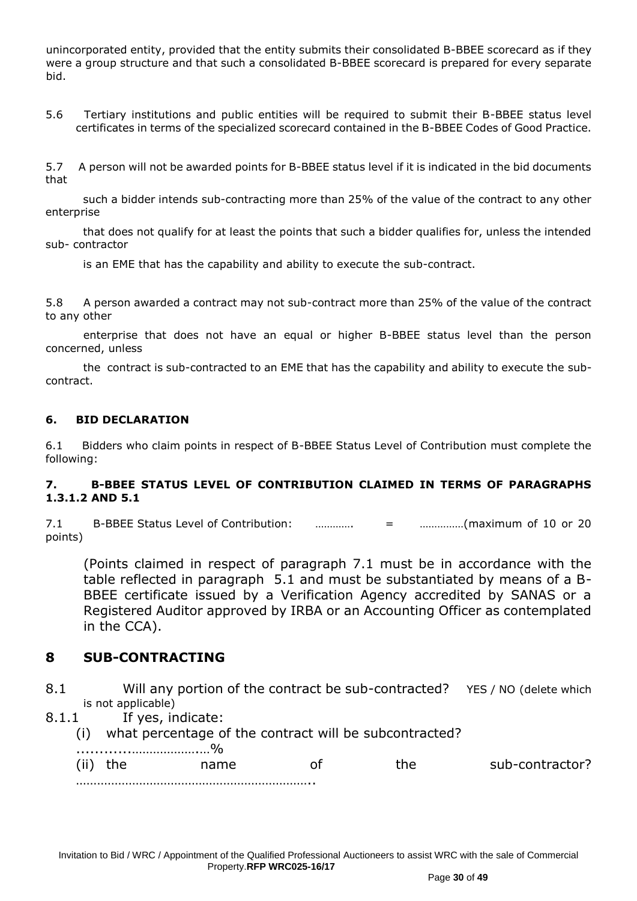unincorporated entity, provided that the entity submits their consolidated B-BBEE scorecard as if they were a group structure and that such a consolidated B-BBEE scorecard is prepared for every separate bid.

5.6 Tertiary institutions and public entities will be required to submit their B-BBEE status level certificates in terms of the specialized scorecard contained in the B-BBEE Codes of Good Practice.

5.7 A person will not be awarded points for B-BBEE status level if it is indicated in the bid documents that such a bidder intends sub-contracting more than 25% of the value of the contract to any other enterprise that does not qualify for at least the points that such a bidder qualifies for, unless the intended sub- contractor is an EME that has the capability and ability to execute the sub-contract.

5.8 A person awarded a contract may not sub-contract more than 25% of the value of the contract to any other enterprise that does not have an equal or higher B-BBEE status level than the person concerned, unless the contract is sub-contracted to an EME that has the capability and ability to execute the sub-contract.

#### 6. BID DECLARATION

6.1 Bidders who claim points in respect of B-BBEE Status Level of Contribution must complete the following:

#### 7. B-BBEE STATUS LEVEL OF CONTRIBUTION CLAIMED IN TERMS OF PARAGRAPHS 1.3.1.2 AND 5.1

7.1 B-BBEE Status Level of Contribution: …………. = ……………(maximum of 10 or 20 points)

(Points claimed in respect of paragraph 7.1 must be in accordance with the table reflected in paragraph 5.1 and must be substantiated by means of a B-BBEE certificate issued by a Verification Agency accredited by SANAS or a Registered Auditor approved by IRBA or an Accounting Officer as contemplated in the CCA).

## 8 SUB-CONTRACTING

8.1 Will any portion of the contract be sub-contracted? YES / NO (delete which is not applicable)

8.1.1 If yes, indicate:

(i) what percentage of the contract will be subcontracted? .............…………………..%

(ii) the name of the sub-contractor? …………………………………………………………..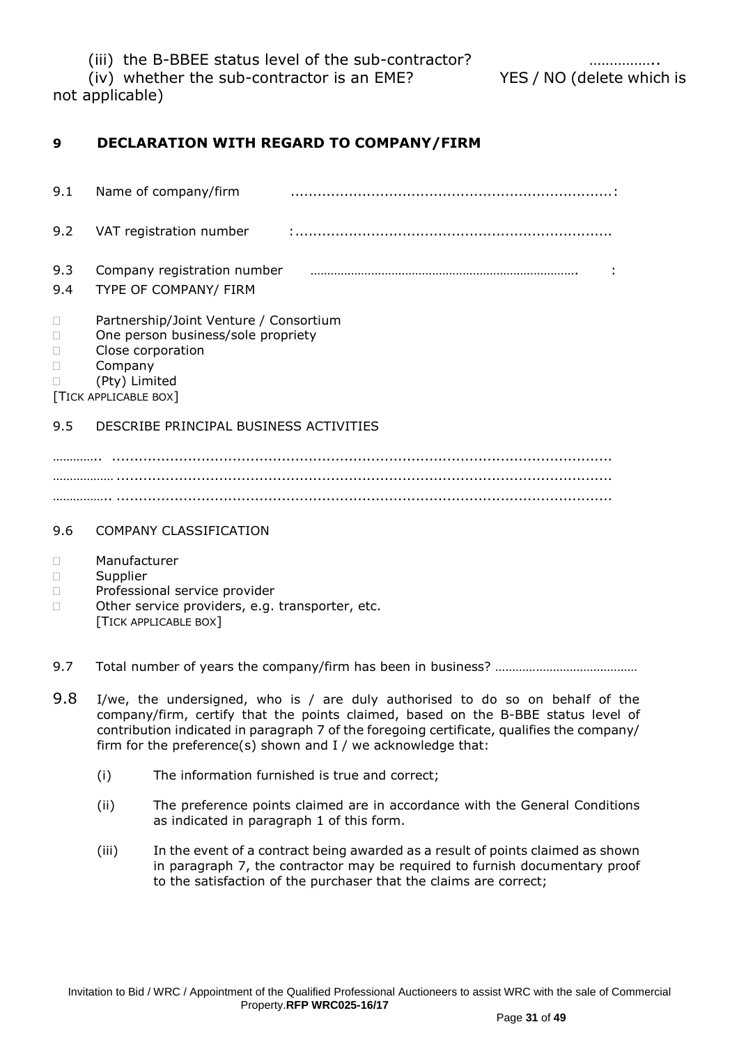(iii) the B-BBEE status level of the sub-contractor? ……………..

(iv) whether the sub-contractor is an EME? YES / NO (delete which is not applicable)

## 9 DECLARATION WITH REGARD TO COMPANY/FIRM

9.1 Name of company/firm ……………………………………………………………………:

9.2 VAT registration number :……………………………………………………………………

9.3 Company registration number ……………………………………………………………………. :

9.4 TYPE OF COMPANY/ FIRM

- □ Partnership/Joint Venture / Consortium
- □ One person business/sole propriety
- □ Close corporation
- □ Company
- □ (Pty) Limited

[TICK APPLICABLE BOX]

9.5 DESCRIBE PRINCIPAL BUSINESS ACTIVITIES

…………. ……………………………………………………………………………………………………

……………… ……………………………………………………………………………………………………

……………. ……………………………………………………………………………………………………

9.6 COMPANY CLASSIFICATION

- □ Manufacturer
- □ Supplier
- □ Professional service provider
- □ Other service providers, e.g. transporter, etc.

[TICK APPLICABLE BOX]

9.7 Total number of years the company/firm has been in business? ……………………………………

9.8 I/we, the undersigned, who is / are duly authorised to do so on behalf of the company/firm, certify that the points claimed, based on the B-BBE status level of contribution indicated in paragraph 7 of the foregoing certificate, qualifies the company/ firm for the preference(s) shown and I / we acknowledge that:

(i) The information furnished is true and correct;

(ii) The preference points claimed are in accordance with the General Conditions as indicated in paragraph 1 of this form.

(iii) In the event of a contract being awarded as a result of points claimed as shown in paragraph 7, the contractor may be required to furnish documentary proof to the satisfaction of the purchaser that the claims are correct;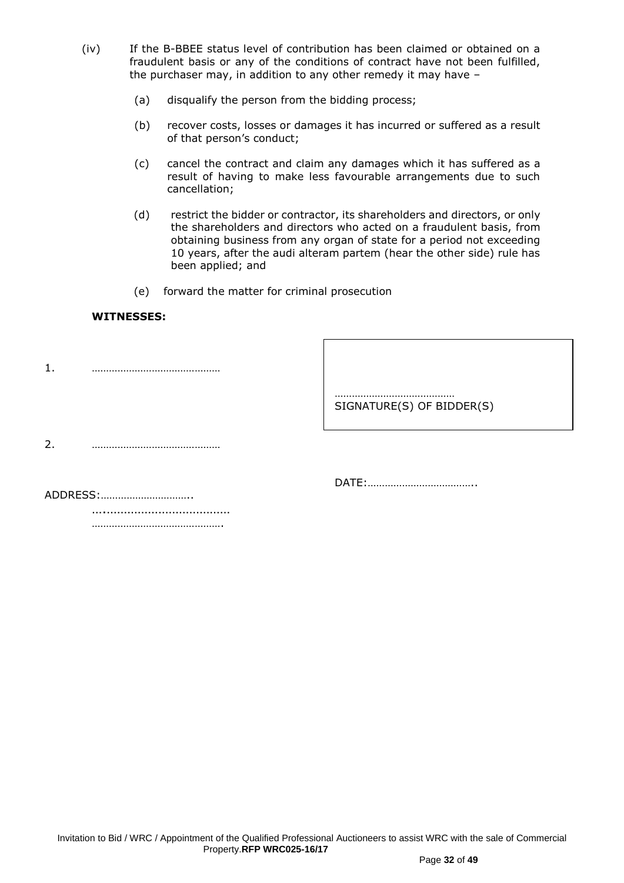(iv) If the B-BBEE status level of contribution has been claimed or obtained on a fraudulent basis or any of the conditions of contract have not been fulfilled, the purchaser may, in addition to any other remedy it may have –

(a) disqualify the person from the bidding process;

(b) recover costs, losses or damages it has incurred or suffered as a result of that person's conduct;

(c) cancel the contract and claim any damages which it has suffered as a result of having to make less favourable arrangements due to such cancellation;

(d) restrict the bidder or contractor, its shareholders and directors, or only the shareholders and directors who acted on a fraudulent basis, from obtaining business from any organ of state for a period not exceeding 10 years, after the audi alteram partem (hear the other side) rule has been applied; and

(e) forward the matter for criminal prosecution

**WITNESSES:**

1. ……………………………………

2. ……………………………………

……………………………………
SIGNATURE(S) OF BIDDER(S)

DATE:………………………………..

ADDRESS:…………………………..
…....................................
……………………………………….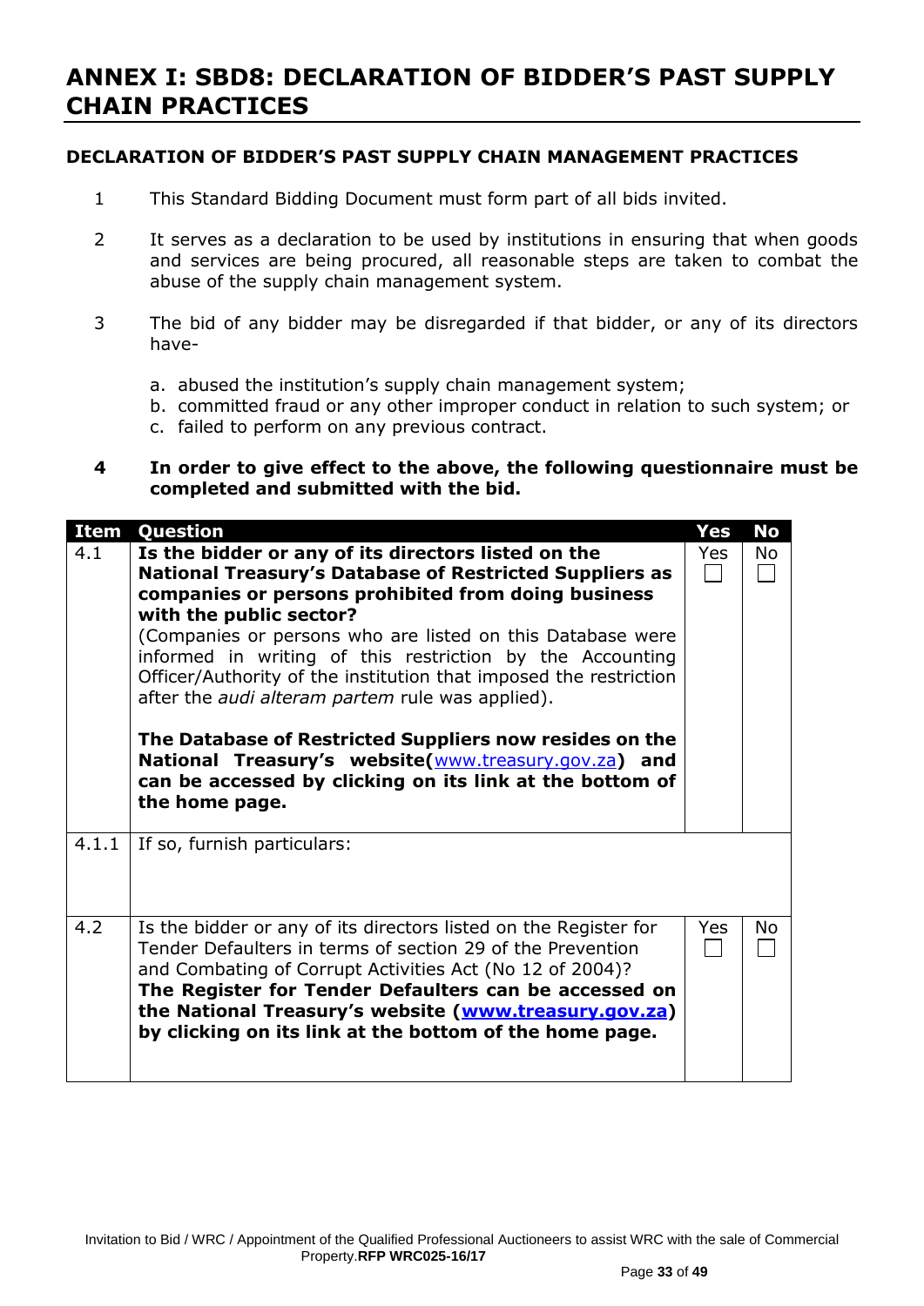# ANNEX I: SBD8: DECLARATION OF BIDDER'S PAST SUPPLY CHAIN PRACTICES

**DECLARATION OF BIDDER'S PAST SUPPLY CHAIN MANAGEMENT PRACTICES**

1. This Standard Bidding Document must form part of all bids invited.

2. It serves as a declaration to be used by institutions in ensuring that when goods and services are being procured, all reasonable steps are taken to combat the abuse of the supply chain management system.

3. The bid of any bidder may be disregarded if that bidder, or any of its directors have-

   a. abused the institution's supply chain management system;
   b. committed fraud or any other improper conduct in relation to such system; or
   c. failed to perform on any previous contract.

4. **In order to give effect to the above, the following questionnaire must be completed and submitted with the bid.**

| Item | Question | Yes | No |
|---|---|---|---|
| 4.1 | **Is the bidder or any of its directors listed on the National Treasury's Database of Restricted Suppliers as companies or persons prohibited from doing business with the public sector?** (Companies or persons who are listed on this Database were informed in writing of this restriction by the Accounting Officer/Authority of the institution that imposed the restriction after the *audi alteram partem* rule was applied). **The Database of Restricted Suppliers now resides on the National Treasury's website(www.treasury.gov.za) and can be accessed by clicking on its link at the bottom of the home page.** | Yes ☐ | No ☐ |
| 4.1.1 | If so, furnish particulars: | | |
| 4.2 | Is the bidder or any of its directors listed on the Register for Tender Defaulters in terms of section 29 of the Prevention and Combating of Corrupt Activities Act (No 12 of 2004)? **The Register for Tender Defaulters can be accessed on the National Treasury's website (www.treasury.gov.za) by clicking on its link at the bottom of the home page.** | Yes ☐ | No ☐ |

Invitation to Bid / WRC / Appointment of the Qualified Professional Auctioneers to assist WRC with the sale of Commercial Property.**RFP WRC025-16/17**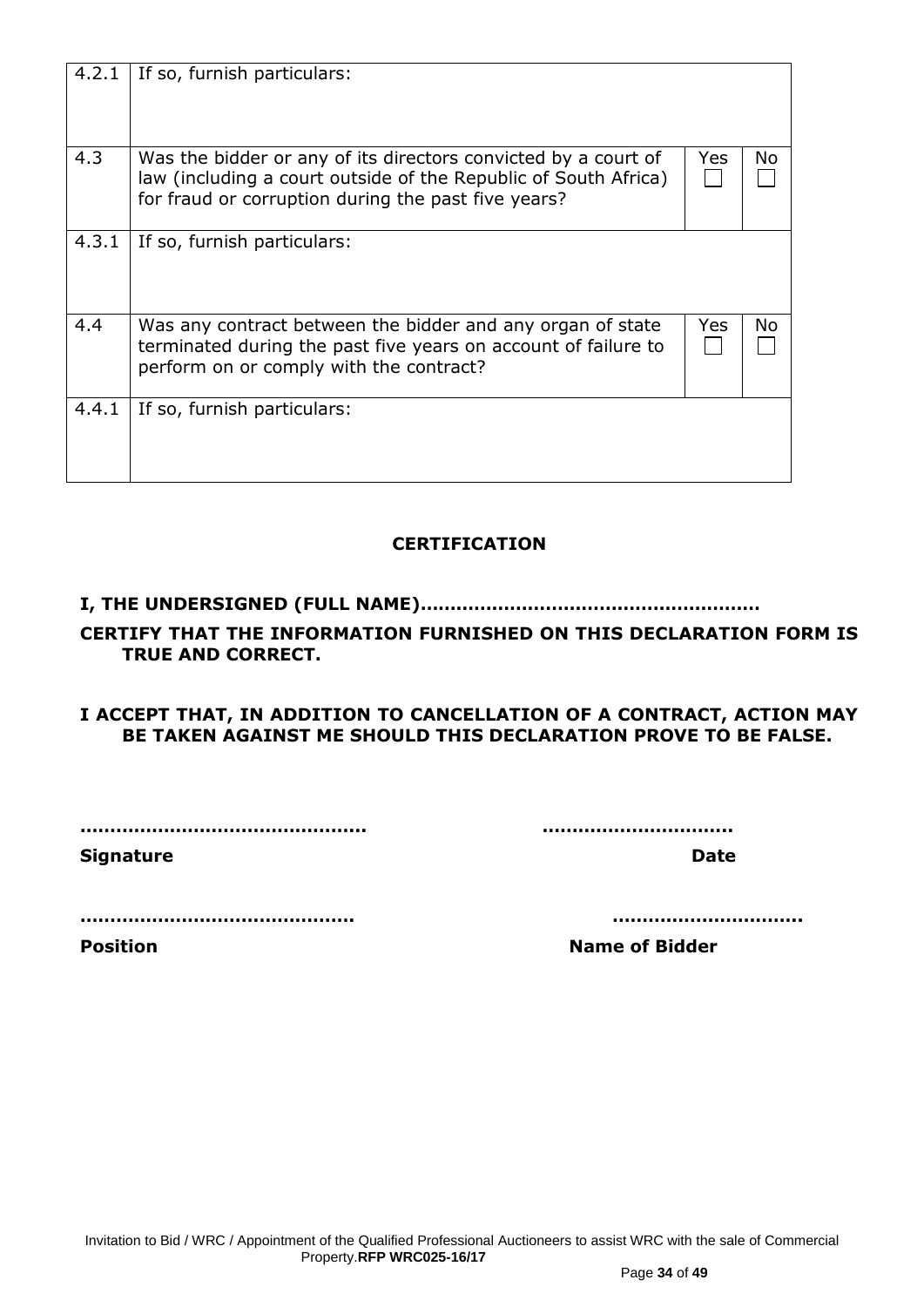| | | | |
|---|---|---|---|
| 4.2.1 | If so, furnish particulars: | | |
| 4.3 | Was the bidder or any of its directors convicted by a court of law (including a court outside of the Republic of South Africa) for fraud or corruption during the past five years? | Yes ☐ | No ☐ |
| 4.3.1 | If so, furnish particulars: | | |
| 4.4 | Was any contract between the bidder and any organ of state terminated during the past five years on account of failure to perform on or comply with the contract? | Yes ☐ | No ☐ |
| 4.4.1 | If so, furnish particulars: | | |

## CERTIFICATION

**I, THE UNDERSIGNED (FULL NAME)………………………………………………**

**CERTIFY THAT THE INFORMATION FURNISHED ON THIS DECLARATION FORM IS TRUE AND CORRECT.**

**I ACCEPT THAT, IN ADDITION TO CANCELLATION OF A CONTRACT, ACTION MAY BE TAKEN AGAINST ME SHOULD THIS DECLARATION PROVE TO BE FALSE.**

**………………………………………** **…………………………**

**Signature** **Date**

**………………………………………** **…………………………**

**Position** **Name of Bidder**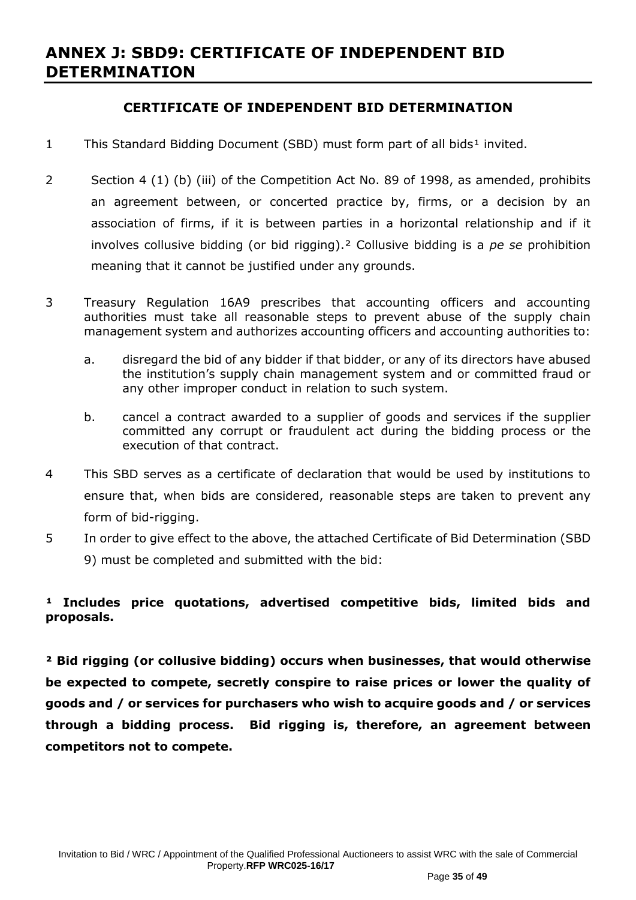# ANNEX J: SBD9: CERTIFICATE OF INDEPENDENT BID DETERMINATION

## CERTIFICATE OF INDEPENDENT BID DETERMINATION

1. This Standard Bidding Document (SBD) must form part of all bids[1] invited.

2. Section 4 (1) (b) (iii) of the Competition Act No. 89 of 1998, as amended, prohibits an agreement between, or concerted practice by, firms, or a decision by an association of firms, if it is between parties in a horizontal relationship and if it involves collusive bidding (or bid rigging).[2] Collusive bidding is a *pe se* prohibition meaning that it cannot be justified under any grounds.

3. Treasury Regulation 16A9 prescribes that accounting officers and accounting authorities must take all reasonable steps to prevent abuse of the supply chain management system and authorizes accounting officers and accounting authorities to:

   a. disregard the bid of any bidder if that bidder, or any of its directors have abused the institution's supply chain management system and or committed fraud or any other improper conduct in relation to such system.

   b. cancel a contract awarded to a supplier of goods and services if the supplier committed any corrupt or fraudulent act during the bidding process or the execution of that contract.

4. This SBD serves as a certificate of declaration that would be used by institutions to ensure that, when bids are considered, reasonable steps are taken to prevent any form of bid-rigging.

5. In order to give effect to the above, the attached Certificate of Bid Determination (SBD 9) must be completed and submitted with the bid:

**[1] Includes price quotations, advertised competitive bids, limited bids and proposals.**

**[2] Bid rigging (or collusive bidding) occurs when businesses, that would otherwise be expected to compete, secretly conspire to raise prices or lower the quality of goods and / or services for purchasers who wish to acquire goods and / or services through a bidding process. Bid rigging is, therefore, an agreement between competitors not to compete.**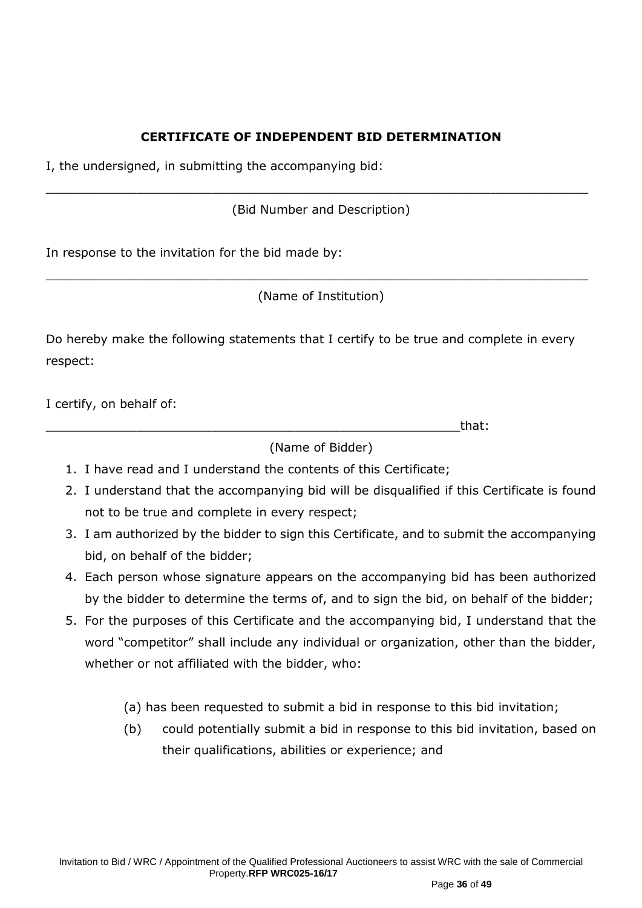## CERTIFICATE OF INDEPENDENT BID DETERMINATION

I, the undersigned, in submitting the accompanying bid:

_________________________________________________________________________

(Bid Number and Description)

In response to the invitation for the bid made by:

_________________________________________________________________________

(Name of Institution)

Do hereby make the following statements that I certify to be true and complete in every respect:

I certify, on behalf of:

_______________________________________________________that:

(Name of Bidder)

1. I have read and I understand the contents of this Certificate;
2. I understand that the accompanying bid will be disqualified if this Certificate is found not to be true and complete in every respect;
3. I am authorized by the bidder to sign this Certificate, and to submit the accompanying bid, on behalf of the bidder;
4. Each person whose signature appears on the accompanying bid has been authorized by the bidder to determine the terms of, and to sign the bid, on behalf of the bidder;
5. For the purposes of this Certificate and the accompanying bid, I understand that the word "competitor" shall include any individual or organization, other than the bidder, whether or not affiliated with the bidder, who:

   (a) has been requested to submit a bid in response to this bid invitation;

   (b) could potentially submit a bid in response to this bid invitation, based on their qualifications, abilities or experience; and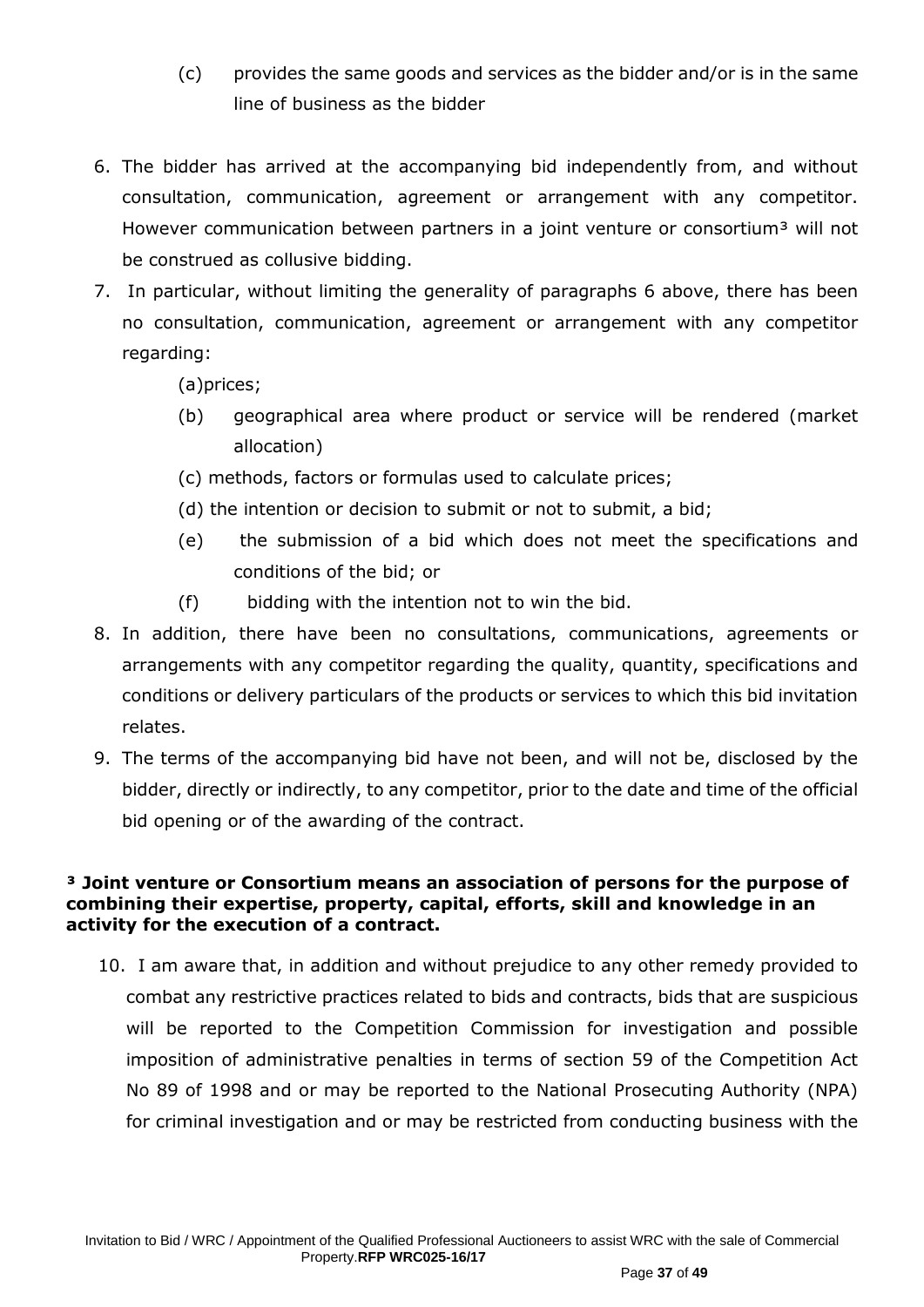(c) provides the same goods and services as the bidder and/or is in the same line of business as the bidder

6. The bidder has arrived at the accompanying bid independently from, and without consultation, communication, agreement or arrangement with any competitor. However communication between partners in a joint venture or consortium[3] will not be construed as collusive bidding.
7. In particular, without limiting the generality of paragraphs 6 above, there has been no consultation, communication, agreement or arrangement with any competitor regarding:

   (a)prices;

   (b) geographical area where product or service will be rendered (market allocation)

   (c) methods, factors or formulas used to calculate prices;

   (d) the intention or decision to submit or not to submit, a bid;

   (e) the submission of a bid which does not meet the specifications and conditions of the bid; or

   (f) bidding with the intention not to win the bid.
8. In addition, there have been no consultations, communications, agreements or arrangements with any competitor regarding the quality, quantity, specifications and conditions or delivery particulars of the products or services to which this bid invitation relates.
9. The terms of the accompanying bid have not been, and will not be, disclosed by the bidder, directly or indirectly, to any competitor, prior to the date and time of the official bid opening or of the awarding of the contract.

**[3] Joint venture or Consortium means an association of persons for the purpose of combining their expertise, property, capital, efforts, skill and knowledge in an activity for the execution of a contract.**

10. I am aware that, in addition and without prejudice to any other remedy provided to combat any restrictive practices related to bids and contracts, bids that are suspicious will be reported to the Competition Commission for investigation and possible imposition of administrative penalties in terms of section 59 of the Competition Act No 89 of 1998 and or may be reported to the National Prosecuting Authority (NPA) for criminal investigation and or may be restricted from conducting business with the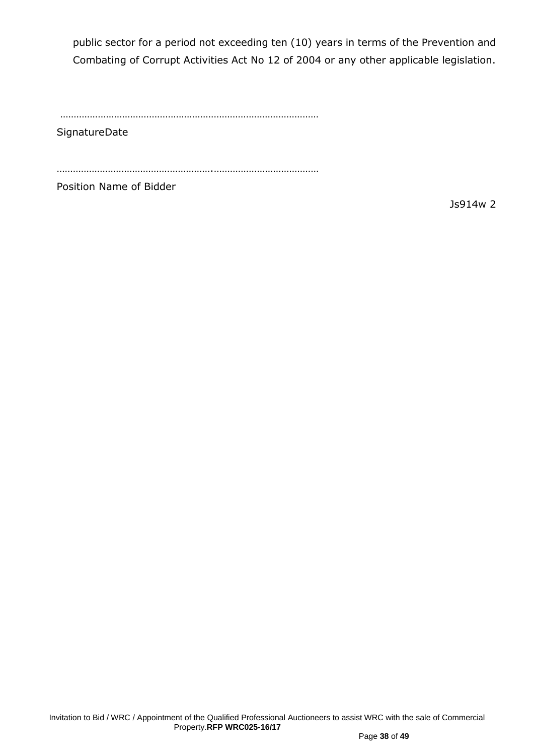public sector for a period not exceeding ten (10) years in terms of the Prevention and Combating of Corrupt Activities Act No 12 of 2004 or any other applicable legislation.

…………………………………………………………………………………………

SignatureDate

……………………………………………….…………………………………

Position Name of Bidder

Js914w 2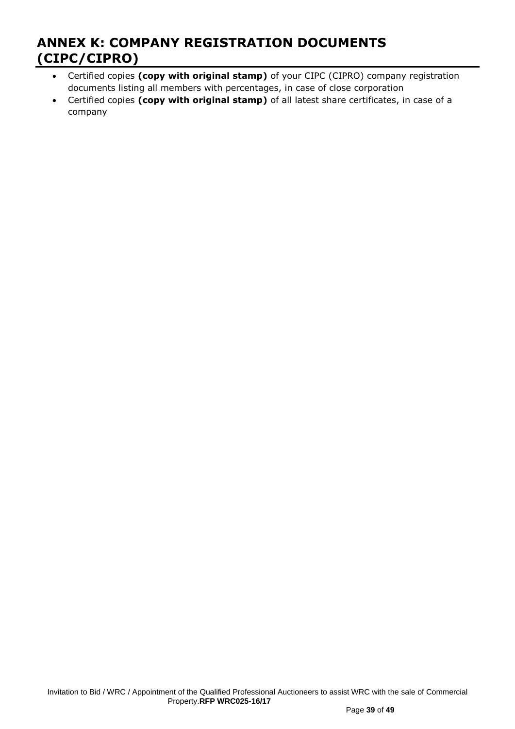# ANNEX K: COMPANY REGISTRATION DOCUMENTS (CIPC/CIPRO)

- Certified copies **(copy with original stamp)** of your CIPC (CIPRO) company registration documents listing all members with percentages, in case of close corporation
- Certified copies **(copy with original stamp)** of all latest share certificates, in case of a company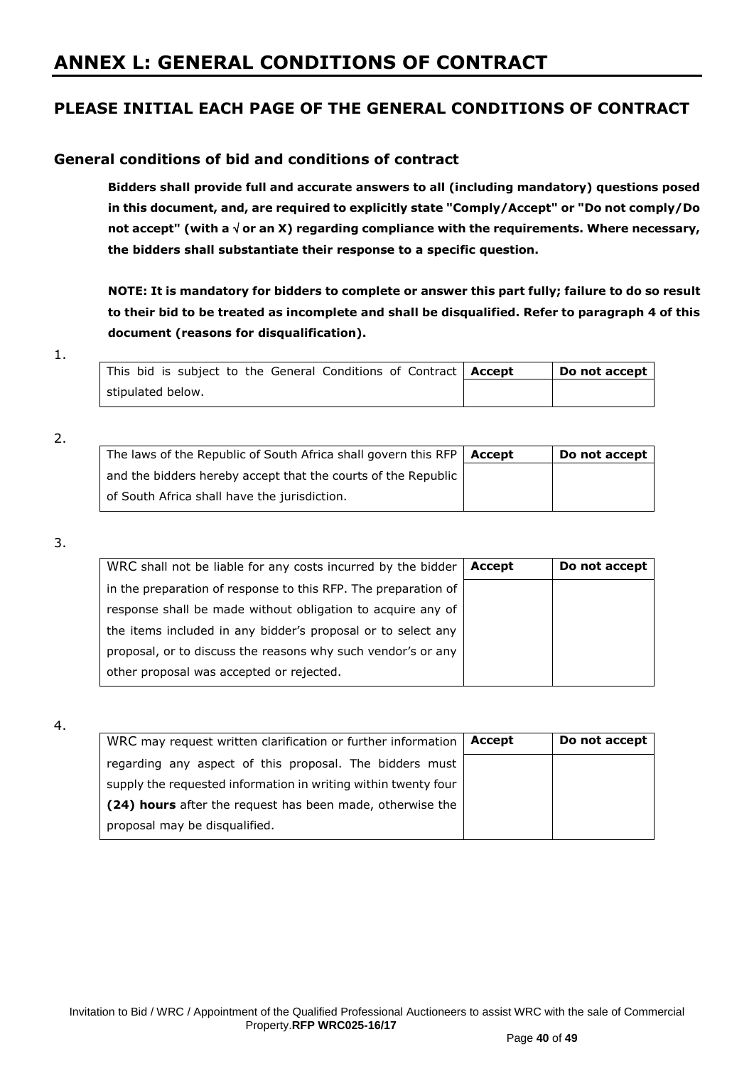# ANNEX L: GENERAL CONDITIONS OF CONTRACT

## PLEASE INITIAL EACH PAGE OF THE GENERAL CONDITIONS OF CONTRACT

### General conditions of bid and conditions of contract

**Bidders shall provide full and accurate answers to all (including mandatory) questions posed in this document, and, are required to explicitly state "Comply/Accept" or "Do not comply/Do not accept" (with a √ or an X) regarding compliance with the requirements. Where necessary, the bidders shall substantiate their response to a specific question.**

**NOTE: It is mandatory for bidders to complete or answer this part fully; failure to do so result to their bid to be treated as incomplete and shall be disqualified. Refer to paragraph 4 of this document (reasons for disqualification).**

1.

| This bid is subject to the General Conditions of Contract stipulated below. | **Accept** | **Do not accept** |
|---|---|---|
| | | |

2.

| The laws of the Republic of South Africa shall govern this RFP and the bidders hereby accept that the courts of the Republic of South Africa shall have the jurisdiction. | **Accept** | **Do not accept** |
|---|---|---|
| | | |

3.

| WRC shall not be liable for any costs incurred by the bidder in the preparation of response to this RFP. The preparation of response shall be made without obligation to acquire any of the items included in any bidder's proposal or to select any proposal, or to discuss the reasons why such vendor's or any other proposal was accepted or rejected. | **Accept** | **Do not accept** |
|---|---|---|
| | | |

4.

| WRC may request written clarification or further information regarding any aspect of this proposal. The bidders must supply the requested information in writing within twenty four **(24) hours** after the request has been made, otherwise the proposal may be disqualified. | **Accept** | **Do not accept** |
|---|---|---|
| | | |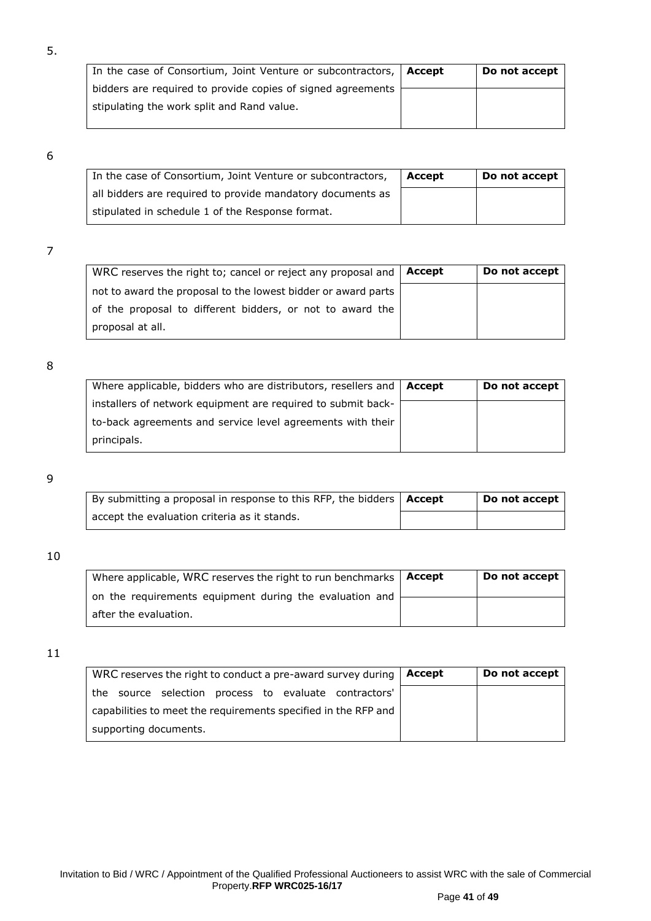5.

| In the case of Consortium, Joint Venture or subcontractors, bidders are required to provide copies of signed agreements stipulating the work split and Rand value. | **Accept** | **Do not accept** |
|---|---|---|
| | | |

6

| In the case of Consortium, Joint Venture or subcontractors, all bidders are required to provide mandatory documents as stipulated in schedule 1 of the Response format. | **Accept** | **Do not accept** |
|---|---|---|
| | | |

7

| WRC reserves the right to; cancel or reject any proposal and not to award the proposal to the lowest bidder or award parts of the proposal to different bidders, or not to award the proposal at all. | **Accept** | **Do not accept** |
|---|---|---|
| | | |

8

| Where applicable, bidders who are distributors, resellers and installers of network equipment are required to submit back-to-back agreements and service level agreements with their principals. | **Accept** | **Do not accept** |
|---|---|---|
| | | |

9

| By submitting a proposal in response to this RFP, the bidders accept the evaluation criteria as it stands. | **Accept** | **Do not accept** |
|---|---|---|
| | | |

10

| Where applicable, WRC reserves the right to run benchmarks on the requirements equipment during the evaluation and after the evaluation. | **Accept** | **Do not accept** |
|---|---|---|
| | | |

11

| WRC reserves the right to conduct a pre-award survey during the source selection process to evaluate contractors' capabilities to meet the requirements specified in the RFP and supporting documents. | **Accept** | **Do not accept** |
|---|---|---|
| | | |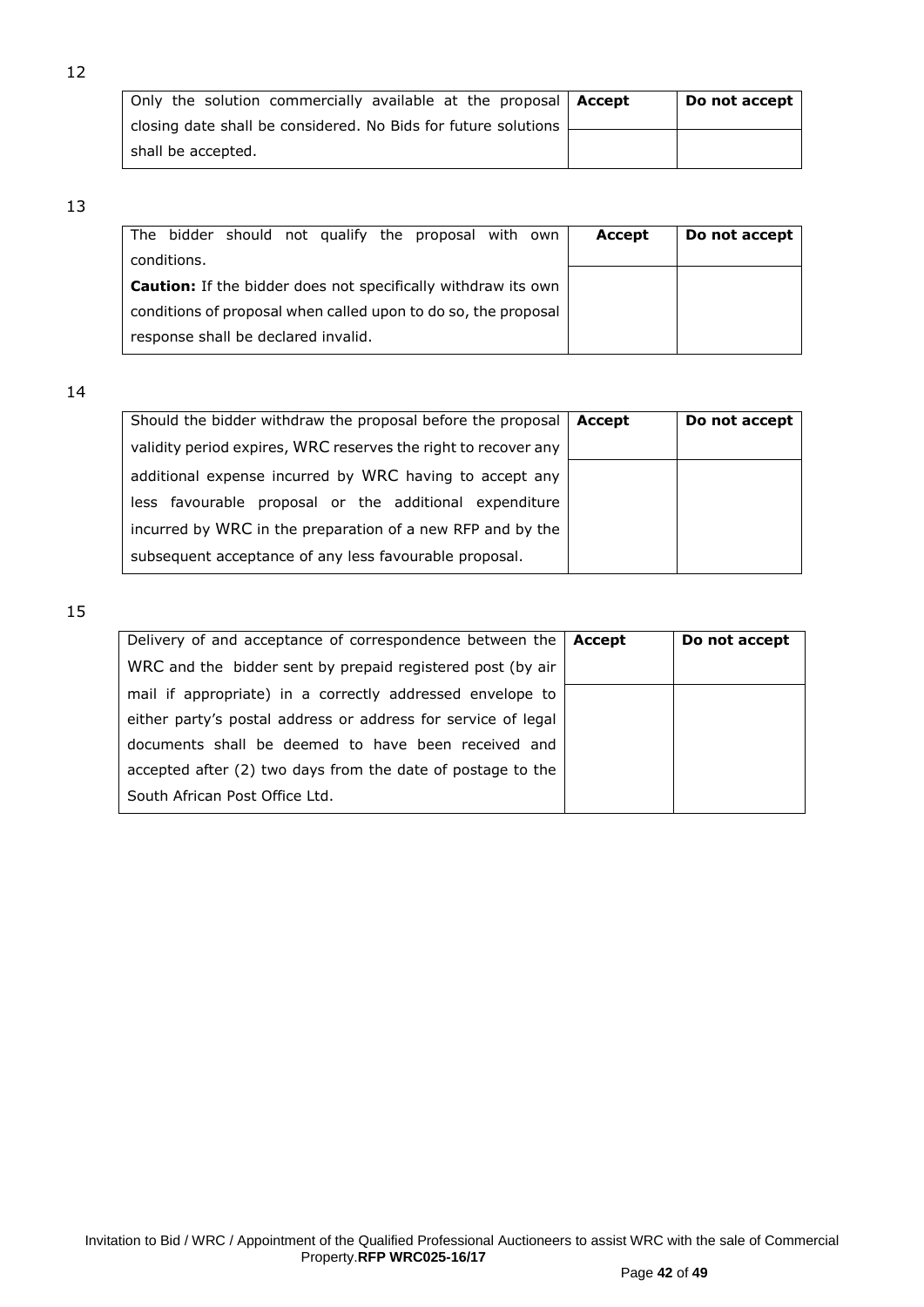12

| Only the solution commercially available at the proposal closing date shall be considered. No Bids for future solutions shall be accepted. | **Accept** | **Do not accept** |
|---|---|---|
| | | |

13

| The bidder should not qualify the proposal with own conditions.<br>**Caution:** If the bidder does not specifically withdraw its own conditions of proposal when called upon to do so, the proposal response shall be declared invalid. | **Accept** | **Do not accept** |
|---|---|---|
| | | |

14

| Should the bidder withdraw the proposal before the proposal validity period expires, WRC reserves the right to recover any additional expense incurred by WRC having to accept any less favourable proposal or the additional expenditure incurred by WRC in the preparation of a new RFP and by the subsequent acceptance of any less favourable proposal. | **Accept** | **Do not accept** |
|---|---|---|
| | | |

15

| Delivery of and acceptance of correspondence between the WRC and the bidder sent by prepaid registered post (by air mail if appropriate) in a correctly addressed envelope to either party's postal address or address for service of legal documents shall be deemed to have been received and accepted after (2) two days from the date of postage to the South African Post Office Ltd. | **Accept** | **Do not accept** |
|---|---|---|
| | | |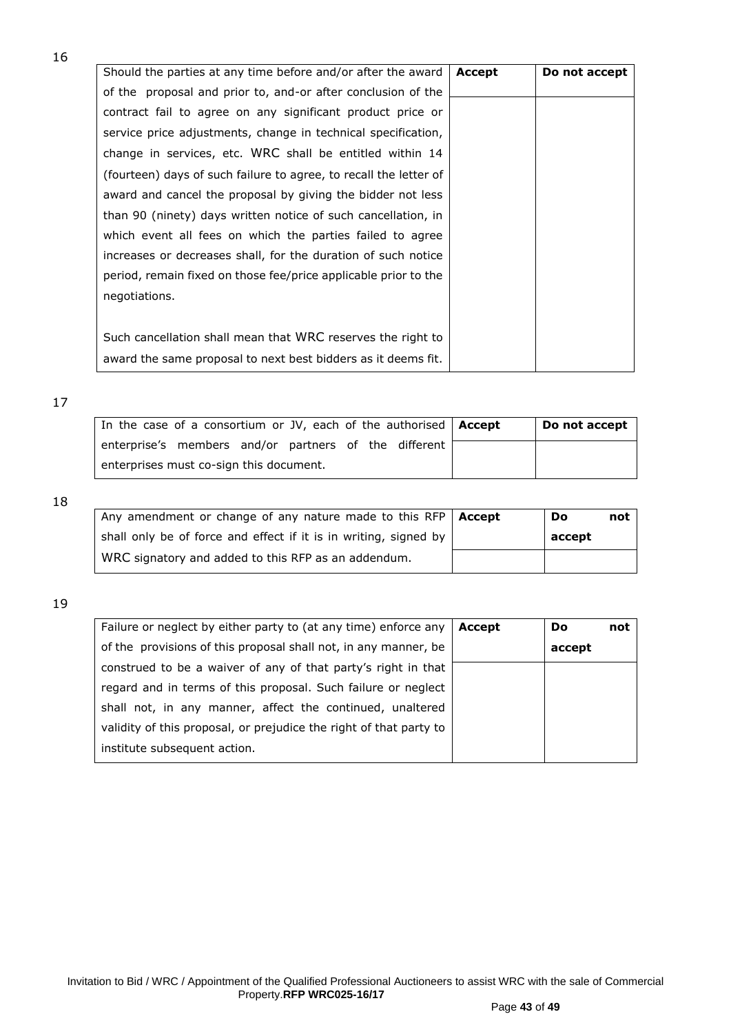16

| Should the parties at any time before and/or after the award of the proposal and prior to, and-or after conclusion of the contract fail to agree on any significant product price or service price adjustments, change in technical specification, change in services, etc. WRC shall be entitled within 14 (fourteen) days of such failure to agree, to recall the letter of award and cancel the proposal by giving the bidder not less than 90 (ninety) days written notice of such cancellation, in which event all fees on which the parties failed to agree increases or decreases shall, for the duration of such notice period, remain fixed on those fee/price applicable prior to the negotiations.<br><br>Such cancellation shall mean that WRC reserves the right to award the same proposal to next best bidders as it deems fit. | **Accept** | **Do not accept** |
|---|---|---|
| | | |

17

| In the case of a consortium or JV, each of the authorised enterprise's members and/or partners of the different enterprises must co-sign this document. | **Accept** | **Do not accept** |
|---|---|---|
| | | |

18

| Any amendment or change of any nature made to this RFP shall only be of force and effect if it is in writing, signed by WRC signatory and added to this RFP as an addendum. | **Accept** | **Do not accept** |
|---|---|---|
| | | |

19

| Failure or neglect by either party to (at any time) enforce any of the provisions of this proposal shall not, in any manner, be construed to be a waiver of any of that party's right in that regard and in terms of this proposal. Such failure or neglect shall not, in any manner, affect the continued, unaltered validity of this proposal, or prejudice the right of that party to institute subsequent action. | **Accept** | **Do not accept** |
|---|---|---|
| | | |

Invitation to Bid / WRC / Appointment of the Qualified Professional Auctioneers to assist WRC with the sale of Commercial Property.**RFP WRC025-16/17**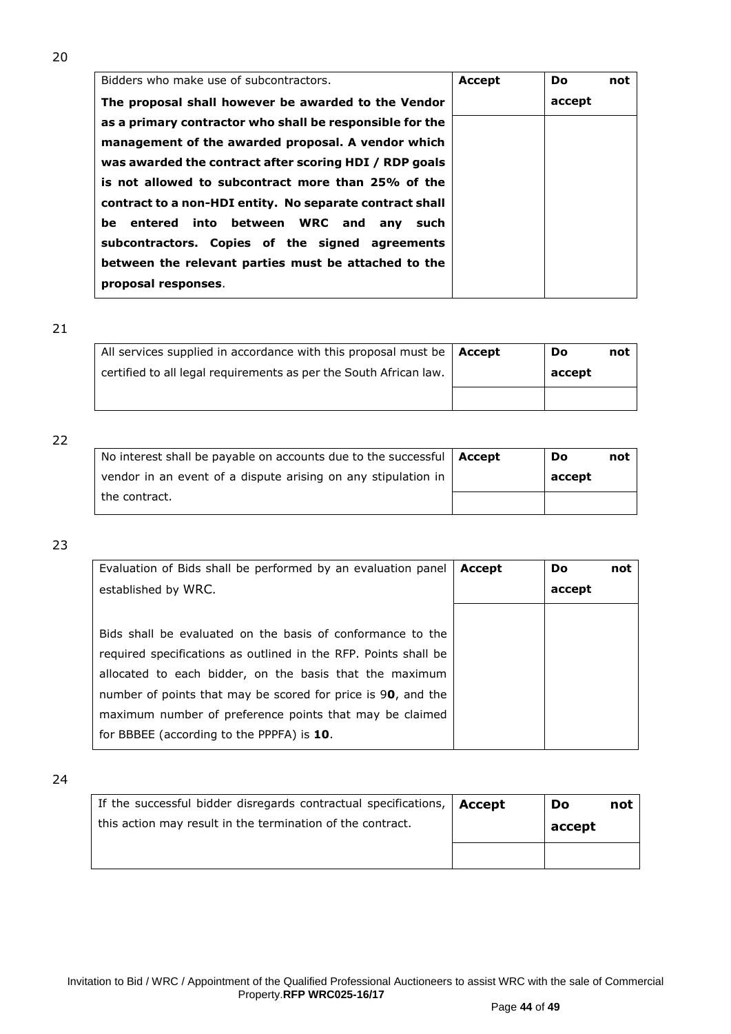20

| Bidders who make use of subcontractors. **The proposal shall however be awarded to the Vendor as a primary contractor who shall be responsible for the management of the awarded proposal. A vendor which was awarded the contract after scoring HDI / RDP goals is not allowed to subcontract more than 25% of the contract to a non-HDI entity. No separate contract shall be entered into between WRC and any such subcontractors. Copies of the signed agreements between the relevant parties must be attached to the proposal responses**. | **Accept** | **Do not accept** |
|---|---|---|
| | | |

21

| All services supplied in accordance with this proposal must be certified to all legal requirements as per the South African law. | **Accept** | **Do not accept** |
|---|---|---|
| | | |

22

| No interest shall be payable on accounts due to the successful vendor in an event of a dispute arising on any stipulation in the contract. | **Accept** | **Do not accept** |
|---|---|---|
| | | |

23

| Evaluation of Bids shall be performed by an evaluation panel established by WRC.<br><br>Bids shall be evaluated on the basis of conformance to the required specifications as outlined in the RFP. Points shall be allocated to each bidder, on the basis that the maximum number of points that may be scored for price is 9**0**, and the maximum number of preference points that may be claimed for BBBEE (according to the PPPFA) is **10**. | **Accept** | **Do not accept** |
|---|---|---|
| | | |

24

| If the successful bidder disregards contractual specifications, this action may result in the termination of the contract. | **Accept** | **Do not accept** |
|---|---|---|
| | | |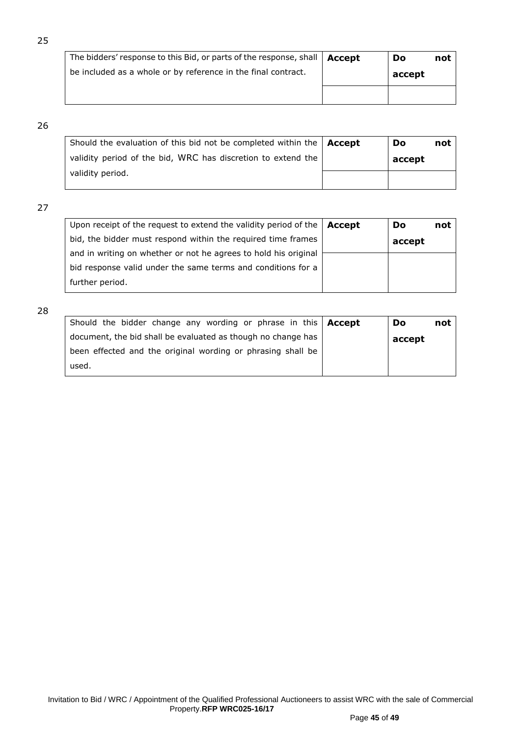25

| The bidders' response to this Bid, or parts of the response, shall be included as a whole or by reference in the final contract. | **Accept** | **Do not accept** |
|---|---|---|
| | | |

26

| Should the evaluation of this bid not be completed within the validity period of the bid, WRC has discretion to extend the validity period. | **Accept** | **Do not accept** |
|---|---|---|
| | | |

27

| Upon receipt of the request to extend the validity period of the bid, the bidder must respond within the required time frames and in writing on whether or not he agrees to hold his original bid response valid under the same terms and conditions for a further period. | **Accept** | **Do not accept** |
|---|---|---|
| | | |

28

| Should the bidder change any wording or phrase in this document, the bid shall be evaluated as though no change has been effected and the original wording or phrasing shall be used. | **Accept** | **Do not accept** |
|---|---|---|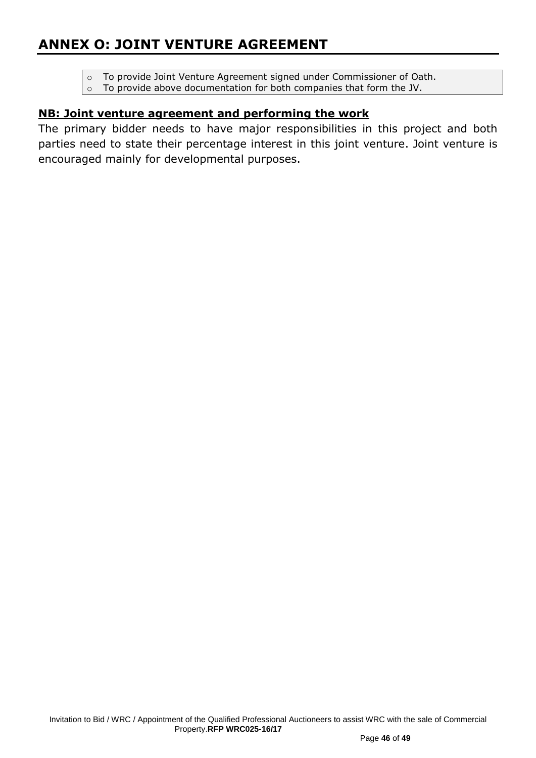# ANNEX O: JOINT VENTURE AGREEMENT

- To provide Joint Venture Agreement signed under Commissioner of Oath.
- To provide above documentation for both companies that form the JV.

**NB: Joint venture agreement and performing the work**

The primary bidder needs to have major responsibilities in this project and both parties need to state their percentage interest in this joint venture. Joint venture is encouraged mainly for developmental purposes.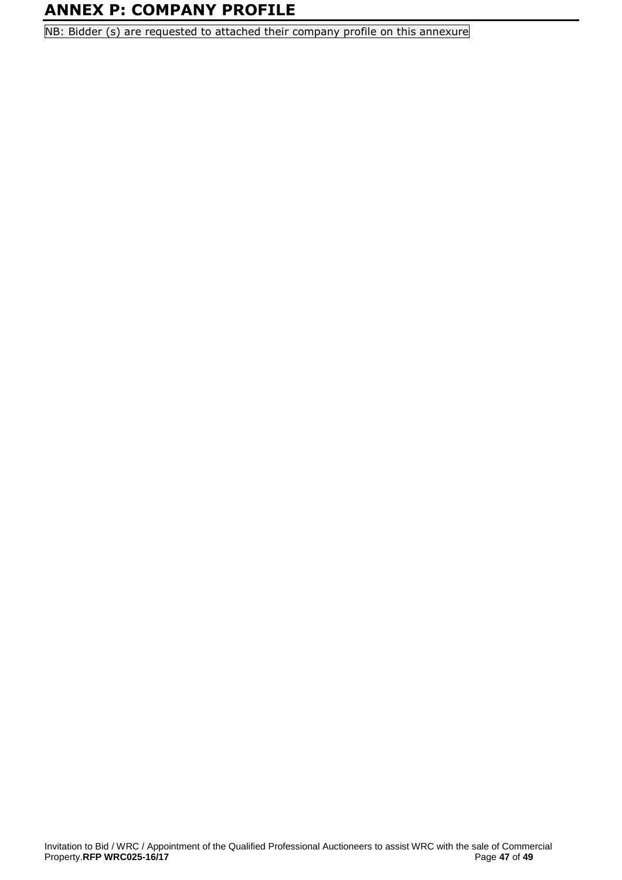# ANNEX P: COMPANY PROFILE

NB: Bidder (s) are requested to attached their company profile on this annexure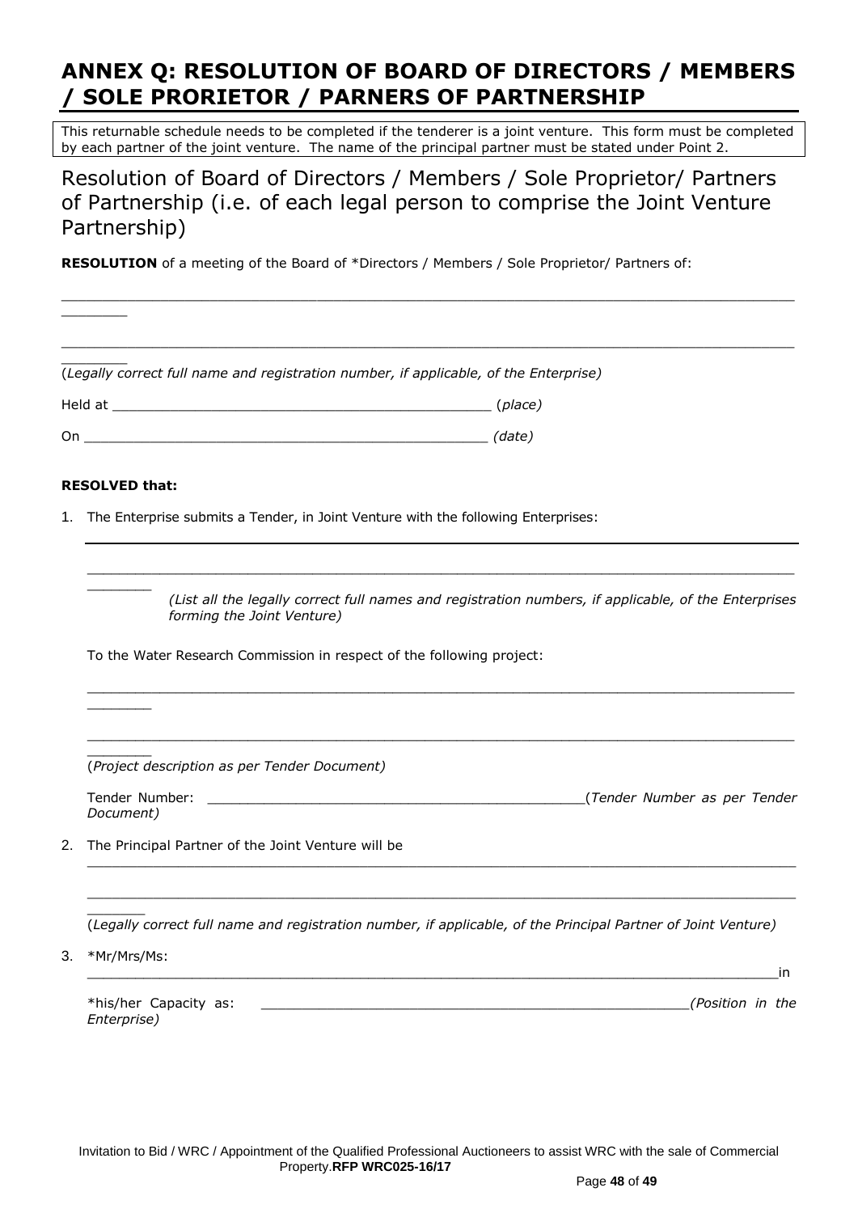# ANNEX Q: RESOLUTION OF BOARD OF DIRECTORS / MEMBERS / SOLE PRORIETOR / PARNERS OF PARTNERSHIP

This returnable schedule needs to be completed if the tenderer is a joint venture. This form must be completed by each partner of the joint venture. The name of the principal partner must be stated under Point 2.

## Resolution of Board of Directors / Members / Sole Proprietor/ Partners of Partnership (i.e. of each legal person to comprise the Joint Venture Partnership)

**RESOLUTION** of a meeting of the Board of *Directors / Members / Sole Proprietor/ Partners of:

_____________________________________________________________________________________________

_____________________________________________________________________________________________

(*Legally correct full name and registration number, if applicable, of the Enterprise*)

Held at _______________________________________________ (*place*)

On _________________________________________________ *(date)*

**RESOLVED that:**

1. The Enterprise submits a Tender, in Joint Venture with the following Enterprises:

   _____________________________________________________________________________________________

   _____________________________________________________________________________________________

   *(List all the legally correct full names and registration numbers, if applicable, of the Enterprises forming the Joint Venture)*

   To the Water Research Commission in respect of the following project:

   _____________________________________________________________________________________________

   _____________________________________________________________________________________________

   (*Project description as per Tender Document)*

   Tender Number: _______________________________________________(*Tender Number as per Tender Document)*

2. The Principal Partner of the Joint Venture will be

   _____________________________________________________________________________________________

   _____________________________________________________________________________________________

   (*Legally correct full name and registration number, if applicable, of the Principal Partner of Joint Venture)*

3. *Mr/Mrs/Ms:

   _____________________________________________________________________________________________in

   *his/her Capacity as: _____________________________________________________*(Position in the Enterprise)*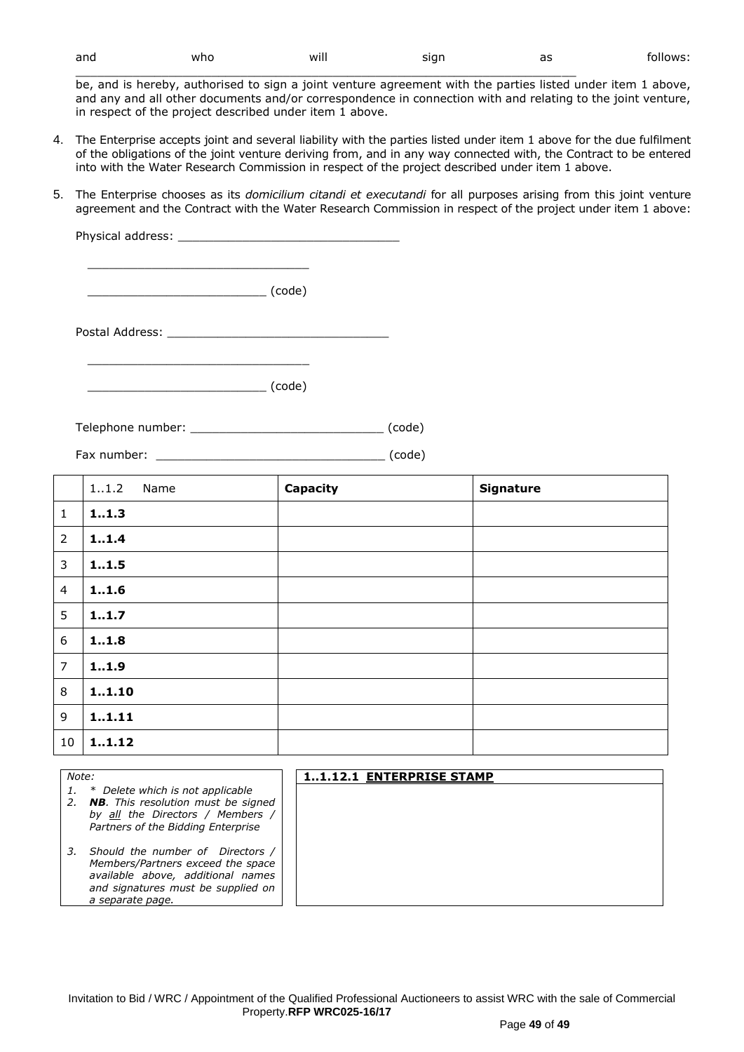and who will sign as follows: \_\_\_\_\_\_\_\_\_\_\_\_\_\_\_\_\_\_\_\_\_\_\_\_\_\_\_\_\_\_\_\_\_\_\_\_\_\_\_\_\_\_\_\_\_\_\_\_\_\_\_\_\_\_\_\_\_\_\_\_\_\_\_\_\_\_\_\_\_\_\_\_ be, and is hereby, authorised to sign a joint venture agreement with the parties listed under item 1 above, and any and all other documents and/or correspondence in connection with and relating to the joint venture, in respect of the project described under item 1 above.

4. The Enterprise accepts joint and several liability with the parties listed under item 1 above for the due fulfilment of the obligations of the joint venture deriving from, and in any way connected with, the Contract to be entered into with the Water Research Commission in respect of the project described under item 1 above.

5. The Enterprise chooses as its *domicilium citandi et executandi* for all purposes arising from this joint venture agreement and the Contract with the Water Research Commission in respect of the project under item 1 above:

Physical address: \_\_\_\_\_\_\_\_\_\_\_\_\_\_\_\_\_\_\_\_\_\_\_\_\_\_\_\_\_\_\_

\_\_\_\_\_\_\_\_\_\_\_\_\_\_\_\_\_\_\_\_\_\_\_\_\_\_\_\_\_\_\_

\_\_\_\_\_\_\_\_\_\_\_\_\_\_\_\_\_\_\_\_\_\_\_\_\_ (code)

Postal Address: \_\_\_\_\_\_\_\_\_\_\_\_\_\_\_\_\_\_\_\_\_\_\_\_\_\_\_\_\_\_\_

\_\_\_\_\_\_\_\_\_\_\_\_\_\_\_\_\_\_\_\_\_\_\_\_\_\_\_\_\_\_\_

\_\_\_\_\_\_\_\_\_\_\_\_\_\_\_\_\_\_\_\_\_\_\_\_\_ (code)

Telephone number: \_\_\_\_\_\_\_\_\_\_\_\_\_\_\_\_\_\_\_\_\_\_\_\_\_\_\_ (code)

Fax number: \_\_\_\_\_\_\_\_\_\_\_\_\_\_\_\_\_\_\_\_\_\_\_\_\_\_\_\_\_\_\_ (code)

| | 1..1.2 Name | **Capacity** | **Signature** |
|---|---|---|---|
| 1 | **1..1.3** | | |
| 2 | **1..1.4** | | |
| 3 | **1..1.5** | | |
| 4 | **1..1.6** | | |
| 5 | **1..1.7** | | |
| 6 | **1..1.8** | | |
| 7 | **1..1.9** | | |
| 8 | **1..1.10** | | |
| 9 | **1..1.11** | | |
| 10 | **1..1.12** | | |

*Note:*
1. *\* Delete which is not applicable*
2. ***NB**. This resolution must be signed by all the Directors / Members / Partners of the Bidding Enterprise*
3. *Should the number of Directors / Members/Partners exceed the space available above, additional names and signatures must be supplied on a separate page.*

**1..1.12.1 ENTERPRISE STAMP**